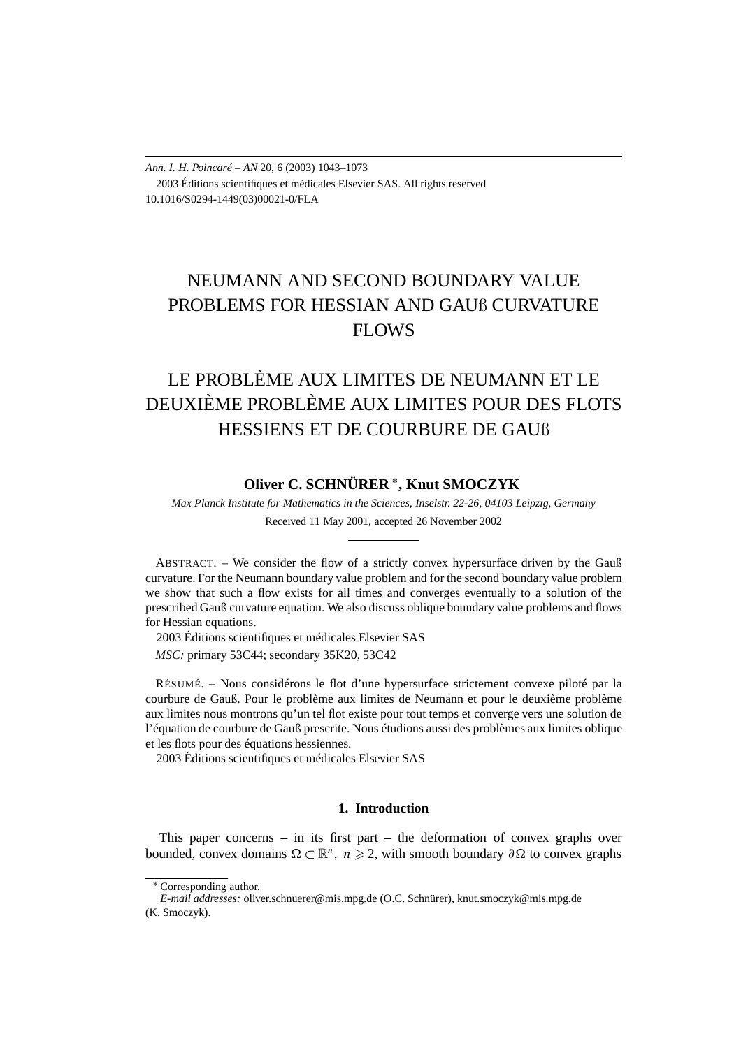Ann. I. H. Poincaré – AN 20, 6 (2003) 1043–1073
2003 Éditions scientifiques et médicales Elsevier SAS. All rights reserved
10.1016/S0294-1449(03)00021-0/FLA

# NEUMANN AND SECOND BOUNDARY VALUE PROBLEMS FOR HESSIAN AND GAUß CURVATURE FLOWS

# LE PROBLÈME AUX LIMITES DE NEUMANN ET LE DEUXIÈME PROBLÈME AUX LIMITES POUR DES FLOTS HESSIENS ET DE COURBURE DE GAUß

**Oliver C. SCHNÜRER** [*]**, Knut SMOCZYK**

*Max Planck Institute for Mathematics in the Sciences, Inselstr. 22-26, 04103 Leipzig, Germany*

Received 11 May 2001, accepted 26 November 2002

ABSTRACT. – We consider the flow of a strictly convex hypersurface driven by the Gauß curvature. For the Neumann boundary value problem and for the second boundary value problem we show that such a flow exists for all times and converges eventually to a solution of the prescribed Gauß curvature equation. We also discuss oblique boundary value problems and flows for Hessian equations.

2003 Éditions scientifiques et médicales Elsevier SAS

*MSC:* primary 53C44; secondary 35K20, 53C42

RÉSUMÉ. – Nous considérons le flot d'une hypersurface strictement convexe piloté par la courbure de Gauß. Pour le problème aux limites de Neumann et pour le deuxième problème aux limites nous montrons qu'un tel flot existe pour tout temps et converge vers une solution de l'équation de courbure de Gauß prescrite. Nous étudions aussi des problèmes aux limites oblique et les flots pour des équations hessiennes.

2003 Éditions scientifiques et médicales Elsevier SAS

## 1. Introduction

This paper concerns – in its first part – the deformation of convex graphs over bounded, convex domains $\Omega \subset \mathbb{R}^n$, $n \geqslant 2$, with smooth boundary $\partial\Omega$ to convex graphs

---

[*] Corresponding author.

*E-mail addresses:* oliver.schnuerer@mis.mpg.de (O.C. Schnürer), knut.smoczyk@mis.mpg.de (K. Smoczyk).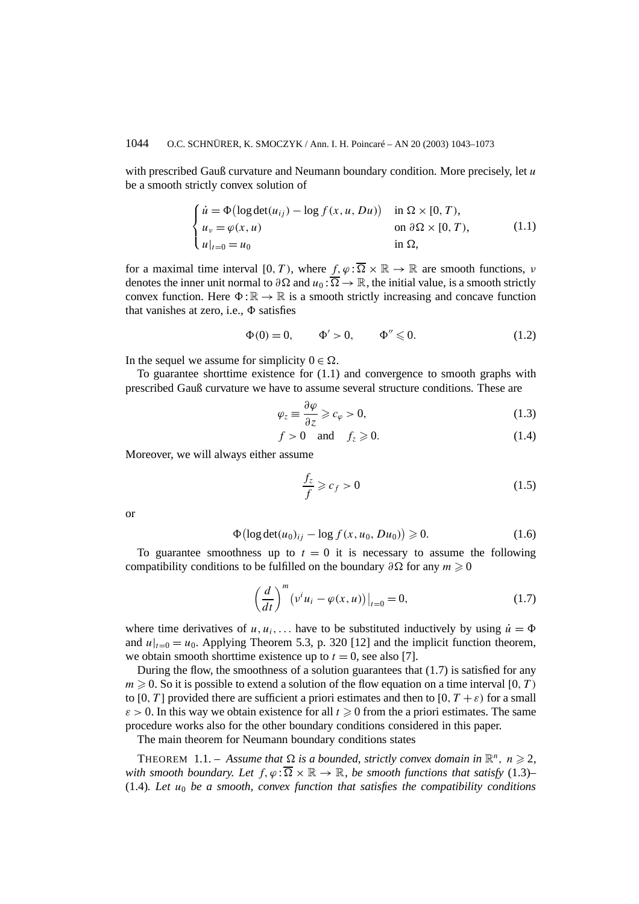with prescribed Gauß curvature and Neumann boundary condition. More precisely, let $u$ be a smooth strictly convex solution of

$$\begin{cases} \dot{u} = \Phi\big(\log\det(u_{ij}) - \log f(x, u, Du)\big) & \text{in } \Omega \times [0, T), \\ u_\nu = \varphi(x, u) & \text{on } \partial\Omega \times [0, T), \\ u|_{t=0} = u_0 & \text{in } \Omega, \end{cases} \tag{1.1}$$

for a maximal time interval $[0, T)$, where $f, \varphi : \overline{\Omega} \times \mathbb{R} \to \mathbb{R}$ are smooth functions, $\nu$ denotes the inner unit normal to $\partial\Omega$ and $u_0 : \overline{\Omega} \to \mathbb{R}$, the initial value, is a smooth strictly convex function. Here $\Phi : \mathbb{R} \to \mathbb{R}$ is a smooth strictly increasing and concave function that vanishes at zero, i.e., $\Phi$ satisfies

$$\Phi(0) = 0, \qquad \Phi' > 0, \qquad \Phi'' \leqslant 0. \tag{1.2}$$

In the sequel we assume for simplicity $0 \in \Omega$.

To guarantee shorttime existence for (1.1) and convergence to smooth graphs with prescribed Gauß curvature we have to assume several structure conditions. These are

$$\varphi_z \equiv \frac{\partial \varphi}{\partial z} \geqslant c_\varphi > 0, \tag{1.3}$$

$$f > 0 \quad \text{and} \quad f_z \geqslant 0. \tag{1.4}$$

Moreover, we will always either assume

$$\frac{f_z}{f} \geqslant c_f > 0 \tag{1.5}$$

or

$$\Phi\big(\log\det(u_0)_{ij} - \log f(x, u_0, Du_0)\big) \geqslant 0. \tag{1.6}$$

To guarantee smoothness up to $t = 0$ it is necessary to assume the following compatibility conditions to be fulfilled on the boundary $\partial\Omega$ for any $m \geqslant 0$

$$\left(\frac{d}{dt}\right)^m \big(\nu^i u_i - \varphi(x, u)\big)\big|_{t=0} = 0, \tag{1.7}$$

where time derivatives of $u, u_i, \ldots$ have to be substituted inductively by using $\dot{u} = \Phi$ and $u|_{t=0} = u_0$. Applying Theorem 5.3, p. 320 [12] and the implicit function theorem, we obtain smooth shorttime existence up to $t = 0$, see also [7].

During the flow, the smoothness of a solution guarantees that (1.7) is satisfied for any $m \geqslant 0$. So it is possible to extend a solution of the flow equation on a time interval $[0, T)$ to $[0, T]$ provided there are sufficient a priori estimates and then to $[0, T + \varepsilon)$ for a small $\varepsilon > 0$. In this way we obtain existence for all $t \geqslant 0$ from the a priori estimates. The same procedure works also for the other boundary conditions considered in this paper.

The main theorem for Neumann boundary conditions states

THEOREM 1.1. – *Assume that $\Omega$ is a bounded, strictly convex domain in $\mathbb{R}^n$, $n \geqslant 2$, with smooth boundary. Let $f, \varphi : \overline{\Omega} \times \mathbb{R} \to \mathbb{R}$, be smooth functions that satisfy* (1.3)–(1.4)*. Let $u_0$ be a smooth, convex function that satisfies the compatibility conditions*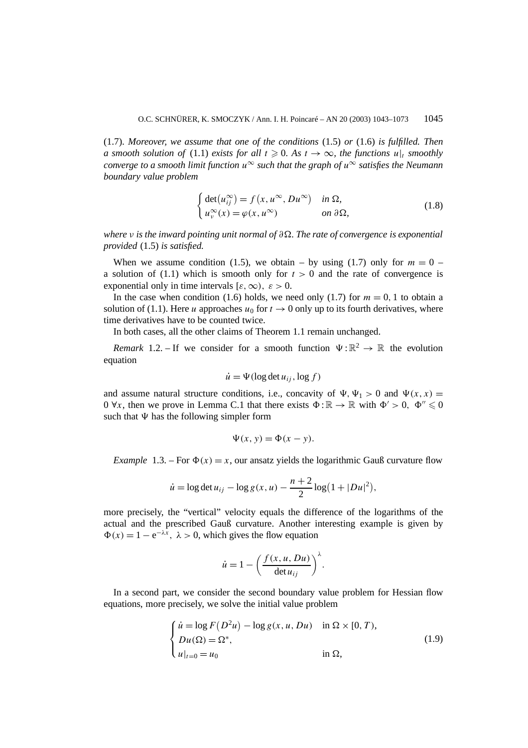(1.7). *Moreover, we assume that one of the conditions* (1.5) *or* (1.6) *is fulfilled. Then a smooth solution of* (1.1) *exists for all* $t \geqslant 0$. *As* $t \to \infty$, *the functions* $u|_t$ *smoothly converge to a smooth limit function* $u^\infty$ *such that the graph of* $u^\infty$ *satisfies the Neumann boundary value problem*

$$\begin{cases} \det(u^\infty_{ij}) = f(x, u^\infty, Du^\infty) & \text{in } \Omega, \\ u^\infty_\nu(x) = \varphi(x, u^\infty) & \text{on } \partial\Omega, \end{cases} \tag{1.8}$$

*where* $\nu$ *is the inward pointing unit normal of* $\partial\Omega$. *The rate of convergence is exponential provided* (1.5) *is satisfied.*

When we assume condition (1.5), we obtain – by using (1.7) only for $m = 0$ – a solution of (1.1) which is smooth only for $t > 0$ and the rate of convergence is exponential only in time intervals $[\varepsilon, \infty)$, $\varepsilon > 0$.

In the case when condition (1.6) holds, we need only (1.7) for $m = 0, 1$ to obtain a solution of (1.1). Here $u$ approaches $u_0$ for $t \to 0$ only up to its fourth derivatives, where time derivatives have to be counted twice.

In both cases, all the other claims of Theorem 1.1 remain unchanged.

*Remark* 1.2. – If we consider for a smooth function $\Psi : \mathbb{R}^2 \to \mathbb{R}$ the evolution equation

$$\dot{u} = \Psi(\log \det u_{ij}, \log f)$$

and assume natural structure conditions, i.e., concavity of $\Psi$, $\Psi_1 > 0$ and $\Psi(x, x) = 0$ $\forall x$, then we prove in Lemma C.1 that there exists $\Phi : \mathbb{R} \to \mathbb{R}$ with $\Phi' > 0$, $\Phi'' \leqslant 0$ such that $\Psi$ has the following simpler form

$$\Psi(x, y) = \Phi(x - y).$$

*Example* 1.3. – For $\Phi(x) = x$, our ansatz yields the logarithmic Gauß curvature flow

$$\dot{u} = \log \det u_{ij} - \log g(x, u) - \frac{n+2}{2} \log(1 + |Du|^2),$$

more precisely, the "vertical" velocity equals the difference of the logarithms of the actual and the prescribed Gauß curvature. Another interesting example is given by $\Phi(x) = 1 - e^{-\lambda x}$, $\lambda > 0$, which gives the flow equation

$$\dot{u} = 1 - \left( \frac{f(x, u, Du)}{\det u_{ij}} \right)^\lambda.$$

In a second part, we consider the second boundary value problem for Hessian flow equations, more precisely, we solve the initial value problem

$$\begin{cases} \dot{u} = \log F(D^2 u) - \log g(x, u, Du) & \text{in } \Omega \times [0, T), \\ Du(\Omega) = \Omega^*, \\ u|_{t=0} = u_0 & \text{in } \Omega, \end{cases} \tag{1.9}$$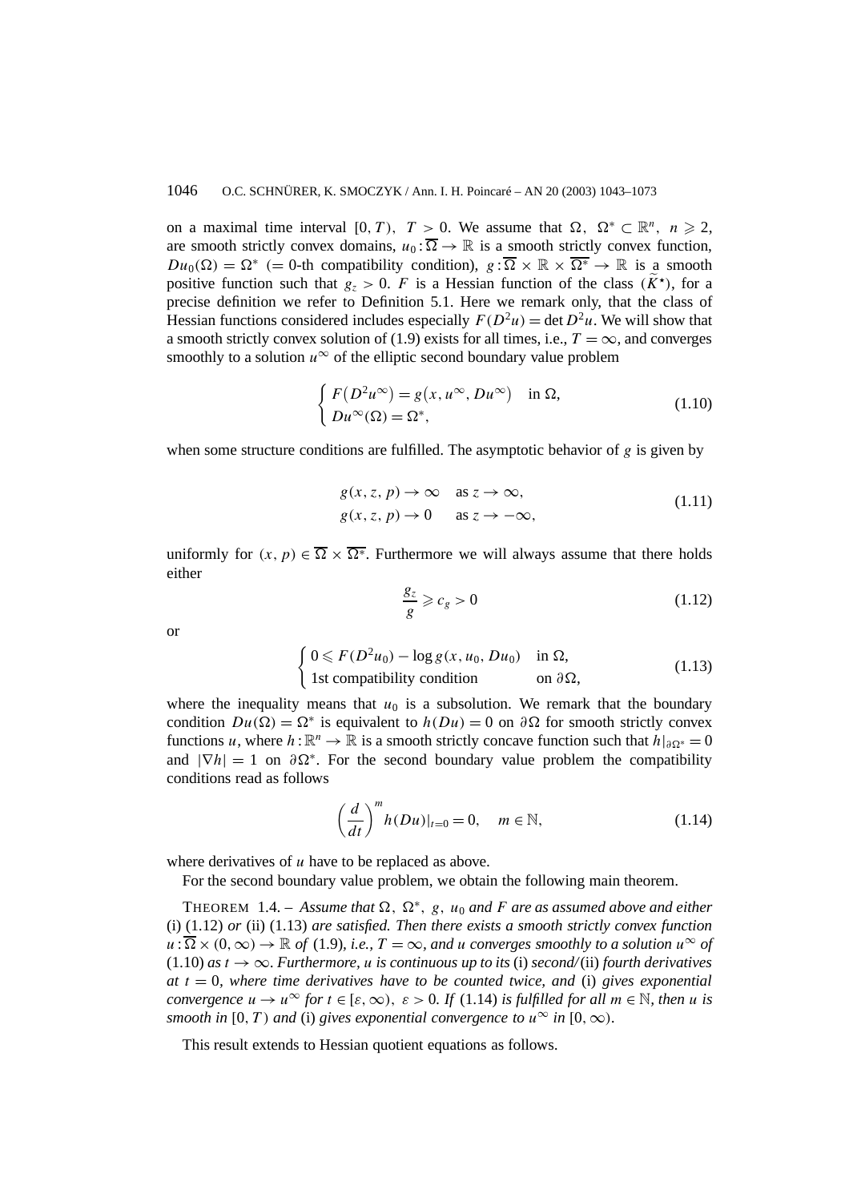on a maximal time interval $[0, T)$, $T > 0$. We assume that $\Omega$, $\Omega^* \subset \mathbb{R}^n$, $n \geqslant 2$, are smooth strictly convex domains, $u_0 : \overline{\Omega} \to \mathbb{R}$ is a smooth strictly convex function, $Du_0(\Omega) = \Omega^*$ (= 0-th compatibility condition), $g : \overline{\Omega} \times \mathbb{R} \times \overline{\Omega^*} \to \mathbb{R}$ is a smooth positive function such that $g_z > 0$. $F$ is a Hessian function of the class $(\widetilde{K}^\star)$, for a precise definition we refer to Definition 5.1. Here we remark only, that the class of Hessian functions considered includes especially $F(D^2u) = \det D^2u$. We will show that a smooth strictly convex solution of (1.9) exists for all times, i.e., $T = \infty$, and converges smoothly to a solution $u^\infty$ of the elliptic second boundary value problem

$$\begin{cases} F\left(D^2u^\infty\right) = g\left(x, u^\infty, Du^\infty\right) & \text{in } \Omega, \\ Du^\infty(\Omega) = \Omega^*, \end{cases} \tag{1.10}$$

when some structure conditions are fulfilled. The asymptotic behavior of $g$ is given by

$$\begin{aligned} g(x, z, p) &\to \infty \quad \text{as } z \to \infty, \\ g(x, z, p) &\to 0 \quad \text{as } z \to -\infty, \end{aligned} \tag{1.11}$$

uniformly for $(x, p) \in \overline{\Omega} \times \overline{\Omega^*}$. Furthermore we will always assume that there holds either

$$\frac{g_z}{g} \geqslant c_g > 0 \tag{1.12}$$

or

$$\begin{cases} 0 \leqslant F(D^2u_0) - \log g(x, u_0, Du_0) & \text{in } \Omega, \\ \text{1st compatibility condition} & \text{on } \partial\Omega, \end{cases} \tag{1.13}$$

where the inequality means that $u_0$ is a subsolution. We remark that the boundary condition $Du(\Omega) = \Omega^*$ is equivalent to $h(Du) = 0$ on $\partial\Omega$ for smooth strictly convex functions $u$, where $h : \mathbb{R}^n \to \mathbb{R}$ is a smooth strictly concave function such that $h|_{\partial\Omega^*} = 0$ and $|\nabla h| = 1$ on $\partial\Omega^*$. For the second boundary value problem the compatibility conditions read as follows

$$\left(\frac{d}{dt}\right)^m h(Du)|_{t=0} = 0, \quad m \in \mathbb{N}, \tag{1.14}$$

where derivatives of $u$ have to be replaced as above.

For the second boundary value problem, we obtain the following main theorem.

THEOREM 1.4. – *Assume that $\Omega$, $\Omega^*$, $g$, $u_0$ and $F$ are as assumed above and either* (i) (1.12) *or* (ii) (1.13) *are satisfied. Then there exists a smooth strictly convex function $u : \overline{\Omega} \times (0, \infty) \to \mathbb{R}$ of* (1.9)*, i.e., $T = \infty$, and $u$ converges smoothly to a solution $u^\infty$ of* (1.10) *as $t \to \infty$. Furthermore, $u$ is continuous up to its* (i) *second/*(ii) *fourth derivatives at $t = 0$, where time derivatives have to be counted twice, and* (i) *gives exponential convergence $u \to u^\infty$ for $t \in [\varepsilon, \infty)$, $\varepsilon > 0$. If* (1.14) *is fulfilled for all $m \in \mathbb{N}$, then $u$ is smooth in $[0, T)$ and* (i) *gives exponential convergence to $u^\infty$ in $[0, \infty)$.*

This result extends to Hessian quotient equations as follows.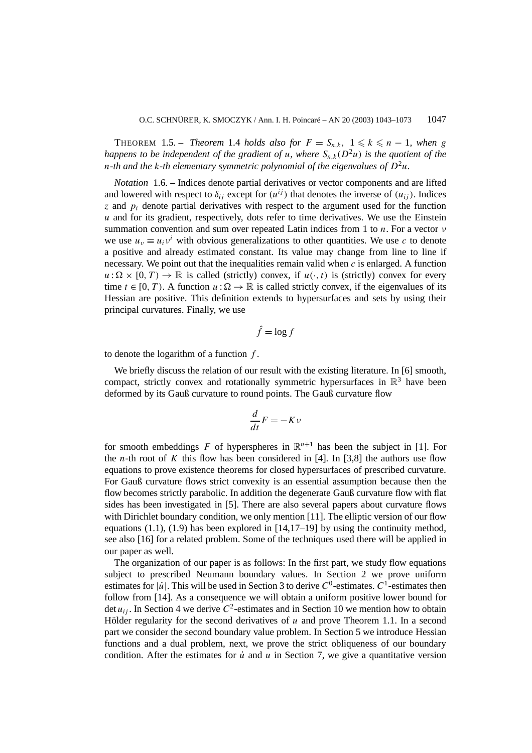THEOREM 1.5. – *Theorem* 1.4 *holds also for* $F = S_{n,k}$, $1 \leqslant k \leqslant n-1$, *when* $g$ *happens to be independent of the gradient of* $u$, *where* $S_{n,k}(D^2u)$ *is the quotient of the* $n$*-th and the* $k$*-th elementary symmetric polynomial of the eigenvalues of* $D^2u$.

*Notation* 1.6. – Indices denote partial derivatives or vector components and are lifted and lowered with respect to $\delta_{ij}$ except for $(u^{ij})$ that denotes the inverse of $(u_{ij})$. Indices $z$ and $p_i$ denote partial derivatives with respect to the argument used for the function $u$ and for its gradient, respectively, dots refer to time derivatives. We use the Einstein summation convention and sum over repeated Latin indices from 1 to $n$. For a vector $\nu$ we use $u_\nu \equiv u_i \nu^i$ with obvious generalizations to other quantities. We use $c$ to denote a positive and already estimated constant. Its value may change from line to line if necessary. We point out that the inequalities remain valid when $c$ is enlarged. A function $u : \Omega \times [0, T) \to \mathbb{R}$ is called (strictly) convex, if $u(\cdot, t)$ is (strictly) convex for every time $t \in [0, T)$. A function $u : \Omega \to \mathbb{R}$ is called strictly convex, if the eigenvalues of its Hessian are positive. This definition extends to hypersurfaces and sets by using their principal curvatures. Finally, we use

$$\hat{f} = \log f$$

to denote the logarithm of a function $f$.

We briefly discuss the relation of our result with the existing literature. In [6] smooth, compact, strictly convex and rotationally symmetric hypersurfaces in $\mathbb{R}^3$ have been deformed by its Gauß curvature to round points. The Gauß curvature flow

$$\frac{d}{dt} F = -K\nu$$

for smooth embeddings $F$ of hyperspheres in $\mathbb{R}^{n+1}$ has been the subject in [1]. For the $n$-th root of $K$ this flow has been considered in [4]. In [3,8] the authors use flow equations to prove existence theorems for closed hypersurfaces of prescribed curvature. For Gauß curvature flows strict convexity is an essential assumption because then the flow becomes strictly parabolic. In addition the degenerate Gauß curvature flow with flat sides has been investigated in [5]. There are also several papers about curvature flows with Dirichlet boundary condition, we only mention [11]. The elliptic version of our flow equations (1.1), (1.9) has been explored in [14,17–19] by using the continuity method, see also [16] for a related problem. Some of the techniques used there will be applied in our paper as well.

The organization of our paper is as follows: In the first part, we study flow equations subject to prescribed Neumann boundary values. In Section 2 we prove uniform estimates for $|\dot{u}|$. This will be used in Section 3 to derive $C^0$-estimates. $C^1$-estimates then follow from [14]. As a consequence we will obtain a uniform positive lower bound for $\det u_{ij}$. In Section 4 we derive $C^2$-estimates and in Section 10 we mention how to obtain Hölder regularity for the second derivatives of $u$ and prove Theorem 1.1. In a second part we consider the second boundary value problem. In Section 5 we introduce Hessian functions and a dual problem, next, we prove the strict obliqueness of our boundary condition. After the estimates for $\dot{u}$ and $u$ in Section 7, we give a quantitative version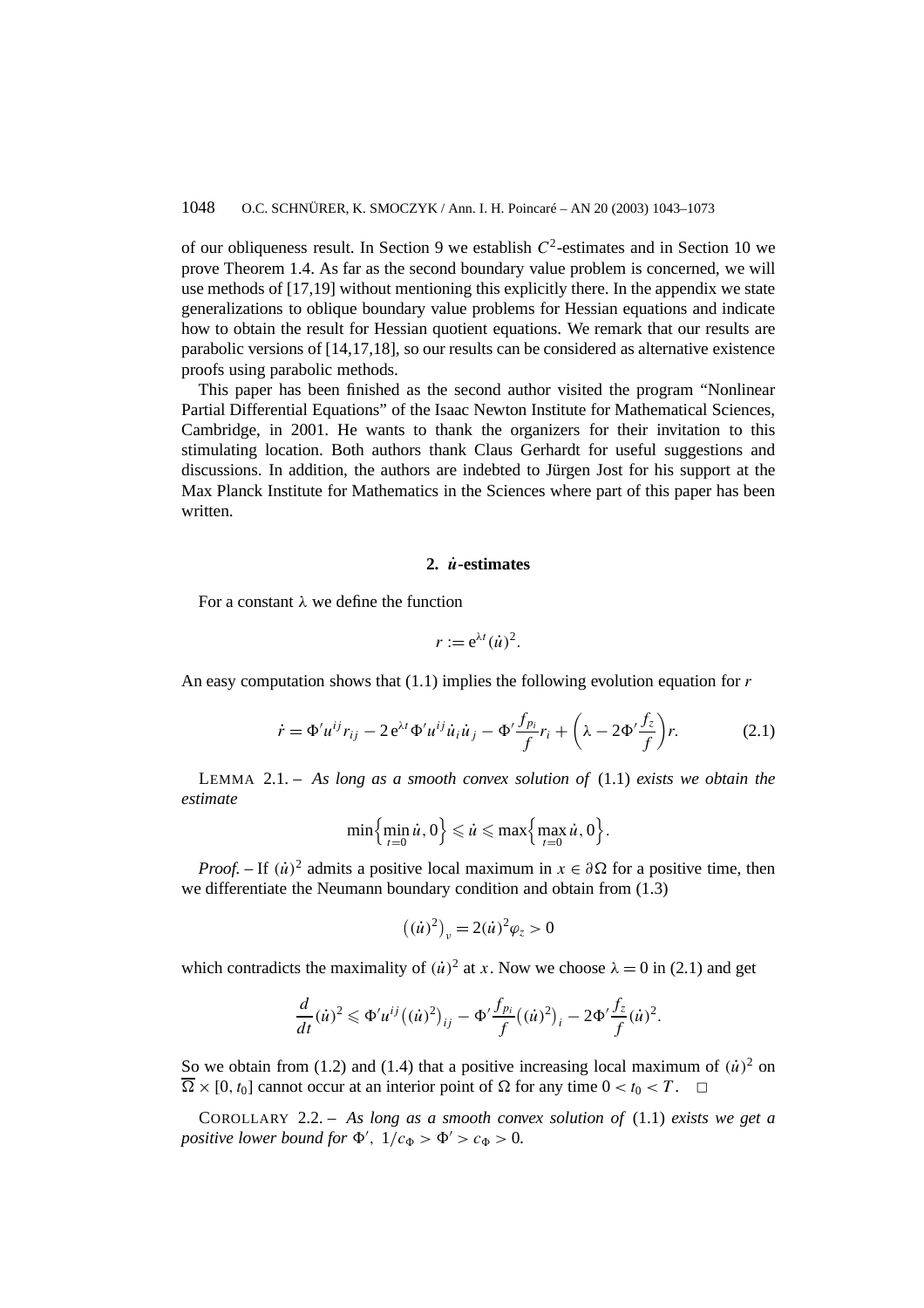of our obliqueness result. In Section 9 we establish $C^2$-estimates and in Section 10 we prove Theorem 1.4. As far as the second boundary value problem is concerned, we will use methods of [17,19] without mentioning this explicitly there. In the appendix we state generalizations to oblique boundary value problems for Hessian equations and indicate how to obtain the result for Hessian quotient equations. We remark that our results are parabolic versions of [14,17,18], so our results can be considered as alternative existence proofs using parabolic methods.

This paper has been finished as the second author visited the program "Nonlinear Partial Differential Equations" of the Isaac Newton Institute for Mathematical Sciences, Cambridge, in 2001. He wants to thank the organizers for their invitation to this stimulating location. Both authors thank Claus Gerhardt for useful suggestions and discussions. In addition, the authors are indebted to Jürgen Jost for his support at the Max Planck Institute for Mathematics in the Sciences where part of this paper has been written.

## 2. $\dot{u}$-estimates

For a constant $\lambda$ we define the function

$$r := e^{\lambda t}(\dot{u})^2.$$

An easy computation shows that (1.1) implies the following evolution equation for $r$

$$\dot{r} = \Phi' u^{ij} r_{ij} - 2\,e^{\lambda t}\Phi' u^{ij}\dot{u}_i\dot{u}_j - \Phi'\frac{f_{p_i}}{f}r_i + \left(\lambda - 2\Phi'\frac{f_z}{f}\right)r. \tag{2.1}$$

LEMMA 2.1. – *As long as a smooth convex solution of* (1.1) *exists we obtain the estimate*

$$\min\Bigl\{\min_{t=0}\dot{u}, 0\Bigr\} \leqslant \dot{u} \leqslant \max\Bigl\{\max_{t=0}\dot{u}, 0\Bigr\}.$$

*Proof.* – If $(\dot{u})^2$ admits a positive local maximum in $x \in \partial\Omega$ for a positive time, then we differentiate the Neumann boundary condition and obtain from (1.3)

$$\bigl((\dot{u})^2\bigr)_\nu = 2(\dot{u})^2\varphi_z > 0$$

which contradicts the maximality of $(\dot{u})^2$ at $x$. Now we choose $\lambda = 0$ in (2.1) and get

$$\frac{d}{dt}(\dot{u})^2 \leqslant \Phi' u^{ij}\bigl((\dot{u})^2\bigr)_{ij} - \Phi'\frac{f_{p_i}}{f}\bigl((\dot{u})^2\bigr)_i - 2\Phi'\frac{f_z}{f}(\dot{u})^2.$$

So we obtain from (1.2) and (1.4) that a positive increasing local maximum of $(\dot{u})^2$ on $\overline{\Omega} \times [0, t_0]$ cannot occur at an interior point of $\Omega$ for any time $0 < t_0 < T$. $\square$

COROLLARY 2.2. – *As long as a smooth convex solution of* (1.1) *exists we get a positive lower bound for* $\Phi'$, $1/c_\Phi > \Phi' > c_\Phi > 0$.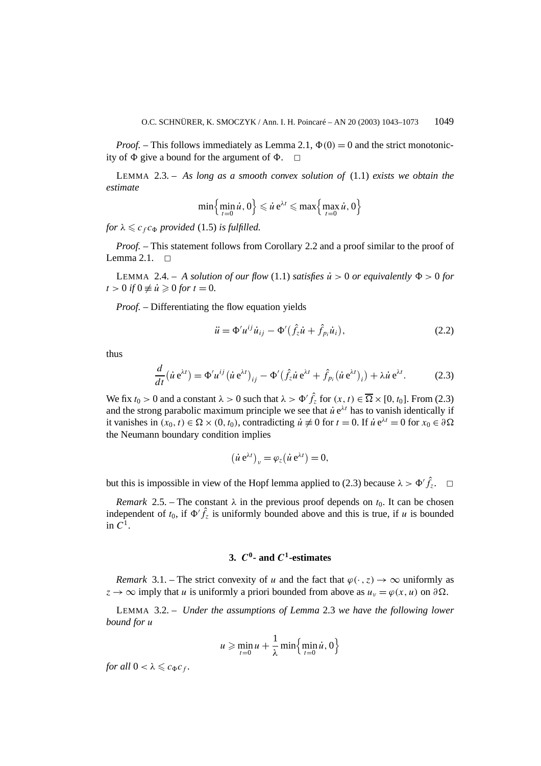*Proof.* – This follows immediately as Lemma 2.1, $\Phi(0) = 0$ and the strict monotonicity of $\Phi$ give a bound for the argument of $\Phi$. $\square$

LEMMA 2.3. – *As long as a smooth convex solution of* (1.1) *exists we obtain the estimate*

$$\min\Big\{\min_{t=0} \dot{u}, 0\Big\} \leqslant \dot{u}\, e^{\lambda t} \leqslant \max\Big\{\max_{t=0} \dot{u}, 0\Big\}$$

*for* $\lambda \leqslant c_f c_\Phi$ *provided* (1.5) *is fulfilled.*

*Proof.* – This statement follows from Corollary 2.2 and a proof similar to the proof of Lemma 2.1. $\square$

LEMMA 2.4. – *A solution of our flow* (1.1) *satisfies* $\dot{u} > 0$ *or equivalently* $\Phi > 0$ *for* $t > 0$ *if* $0 \not\equiv \dot{u} \geqslant 0$ *for* $t = 0$.

*Proof.* – Differentiating the flow equation yields

$$\ddot{u} = \Phi' u^{ij} \dot{u}_{ij} - \Phi'\big(\hat{f}_z \dot{u} + \hat{f}_{p_i} \dot{u}_i\big), \tag{2.2}$$

thus

$$\frac{d}{dt}\big(\dot{u}\, e^{\lambda t}\big) = \Phi' u^{ij} \big(\dot{u}\, e^{\lambda t}\big)_{ij} - \Phi'\big(\hat{f}_z \dot{u}\, e^{\lambda t} + \hat{f}_{p_i} \big(\dot{u}\, e^{\lambda t}\big)_i\big) + \lambda \dot{u}\, e^{\lambda t}. \tag{2.3}$$

We fix $t_0 > 0$ and a constant $\lambda > 0$ such that $\lambda > \Phi' \hat{f}_z$ for $(x,t) \in \overline{\Omega} \times [0, t_0]$. From (2.3) and the strong parabolic maximum principle we see that $\dot{u}\, e^{\lambda t}$ has to vanish identically if it vanishes in $(x_0, t) \in \Omega \times (0, t_0)$, contradicting $\dot{u} \not\equiv 0$ for $t = 0$. If $\dot{u}\, e^{\lambda t} = 0$ for $x_0 \in \partial\Omega$ the Neumann boundary condition implies

$$\big(\dot{u}\, e^{\lambda t}\big)_\nu = \varphi_z\big(\dot{u}\, e^{\lambda t}\big) = 0,$$

but this is impossible in view of the Hopf lemma applied to (2.3) because $\lambda > \Phi' \hat{f}_z$. $\square$

*Remark* 2.5. – The constant $\lambda$ in the previous proof depends on $t_0$. It can be chosen independent of $t_0$, if $\Phi' \hat{f}_z$ is uniformly bounded above and this is true, if $u$ is bounded in $C^1$.

## 3. $C^0$- and $C^1$-estimates

*Remark* 3.1. – The strict convexity of $u$ and the fact that $\varphi(\cdot, z) \to \infty$ uniformly as $z \to \infty$ imply that $u$ is uniformly a priori bounded from above as $u_\nu = \varphi(x, u)$ on $\partial\Omega$.

LEMMA 3.2. – *Under the assumptions of Lemma* 2.3 *we have the following lower bound for* $u$

$$u \geqslant \min_{t=0} u + \frac{1}{\lambda} \min\Big\{\min_{t=0} \dot{u}, 0\Big\}$$

*for all* $0 < \lambda \leqslant c_\Phi c_f$.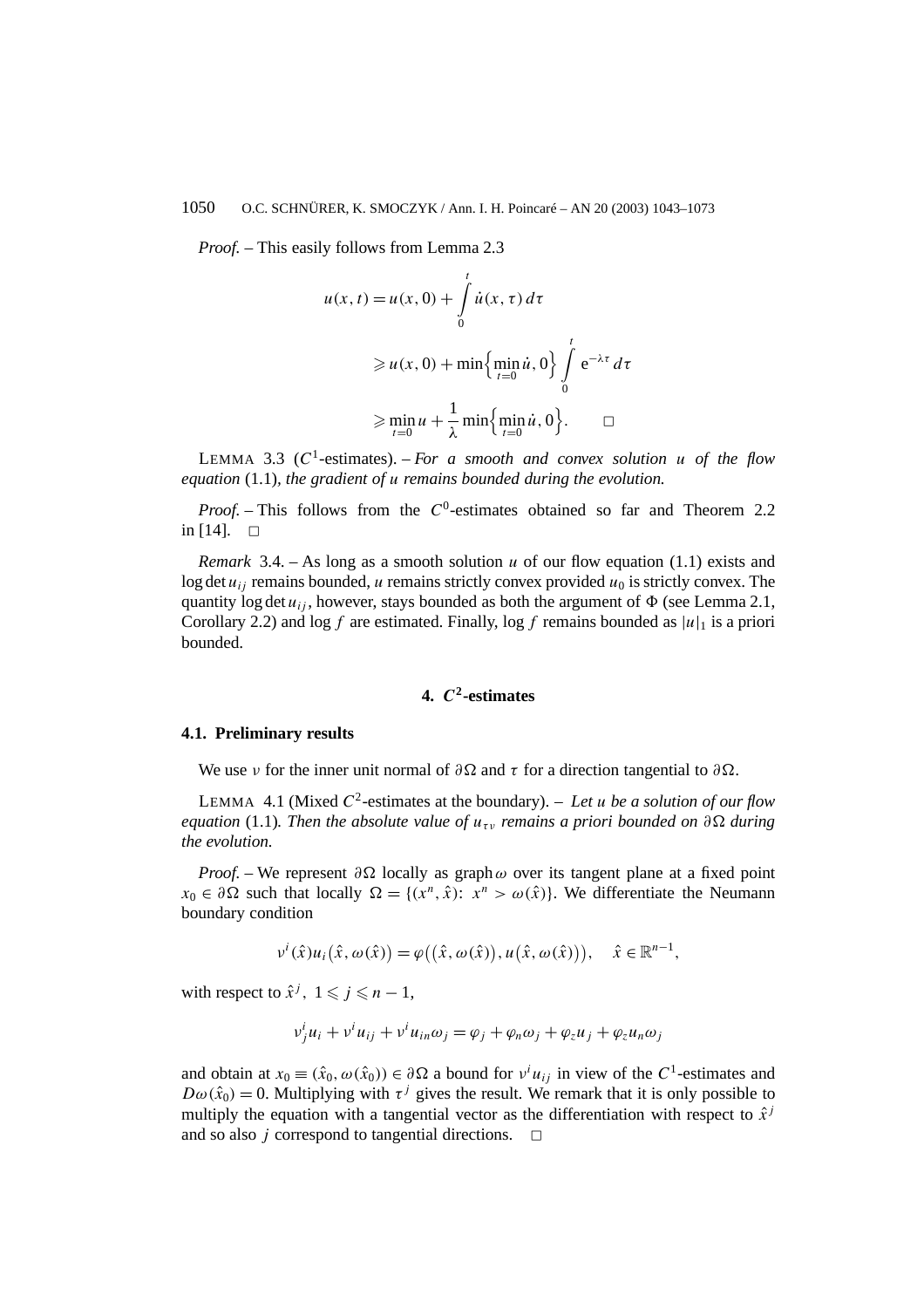*Proof.* – This easily follows from Lemma 2.3

$$
\begin{aligned}
u(x,t) &= u(x,0) + \int_0^t \dot{u}(x,\tau)\, d\tau \\
&\geqslant u(x,0) + \min\Big\{\min_{t=0} \dot{u}, 0\Big\} \int_0^t \mathrm{e}^{-\lambda\tau}\, d\tau \\
&\geqslant \min_{t=0} u + \frac{1}{\lambda} \min\Big\{\min_{t=0} \dot{u}, 0\Big\}. \qquad \square
\end{aligned}
$$

LEMMA 3.3 ($C^1$-estimates). – *For a smooth and convex solution $u$ of the flow equation* (1.1)*, the gradient of $u$ remains bounded during the evolution.*

*Proof.* – This follows from the $C^0$-estimates obtained so far and Theorem 2.2 in [14]. $\square$

*Remark* 3.4. – As long as a smooth solution $u$ of our flow equation (1.1) exists and $\log \det u_{ij}$ remains bounded, $u$ remains strictly convex provided $u_0$ is strictly convex. The quantity $\log \det u_{ij}$, however, stays bounded as both the argument of $\Phi$ (see Lemma 2.1, Corollary 2.2) and $\log f$ are estimated. Finally, $\log f$ remains bounded as $|u|_1$ is a priori bounded.

## 4. $C^2$-estimates

### 4.1. Preliminary results

We use $\nu$ for the inner unit normal of $\partial\Omega$ and $\tau$ for a direction tangential to $\partial\Omega$.

LEMMA 4.1 (Mixed $C^2$-estimates at the boundary). – *Let $u$ be a solution of our flow equation* (1.1)*. Then the absolute value of $u_{\tau\nu}$ remains a priori bounded on $\partial\Omega$ during the evolution.*

*Proof.* – We represent $\partial\Omega$ locally as graph $\omega$ over its tangent plane at a fixed point $x_0 \in \partial\Omega$ such that locally $\Omega = \{(x^n, \hat{x}):\ x^n > \omega(\hat{x})\}$. We differentiate the Neumann boundary condition

$$
\nu^i(\hat{x}) u_i\big(\hat{x}, \omega(\hat{x})\big) = \varphi\big(\big(\hat{x}, \omega(\hat{x})\big), u\big(\hat{x}, \omega(\hat{x})\big)\big), \quad \hat{x} \in \mathbb{R}^{n-1},
$$

with respect to $\hat{x}^j$, $1 \leqslant j \leqslant n-1$,

$$
\nu^i_j u_i + \nu^i u_{ij} + \nu^i u_{in} \omega_j = \varphi_j + \varphi_n \omega_j + \varphi_z u_j + \varphi_z u_n \omega_j
$$

and obtain at $x_0 \equiv (\hat{x}_0, \omega(\hat{x}_0)) \in \partial\Omega$ a bound for $\nu^i u_{ij}$ in view of the $C^1$-estimates and $D\omega(\hat{x}_0) = 0$. Multiplying with $\tau^j$ gives the result. We remark that it is only possible to multiply the equation with a tangential vector as the differentiation with respect to $\hat{x}^j$ and so also $j$ correspond to tangential directions. $\square$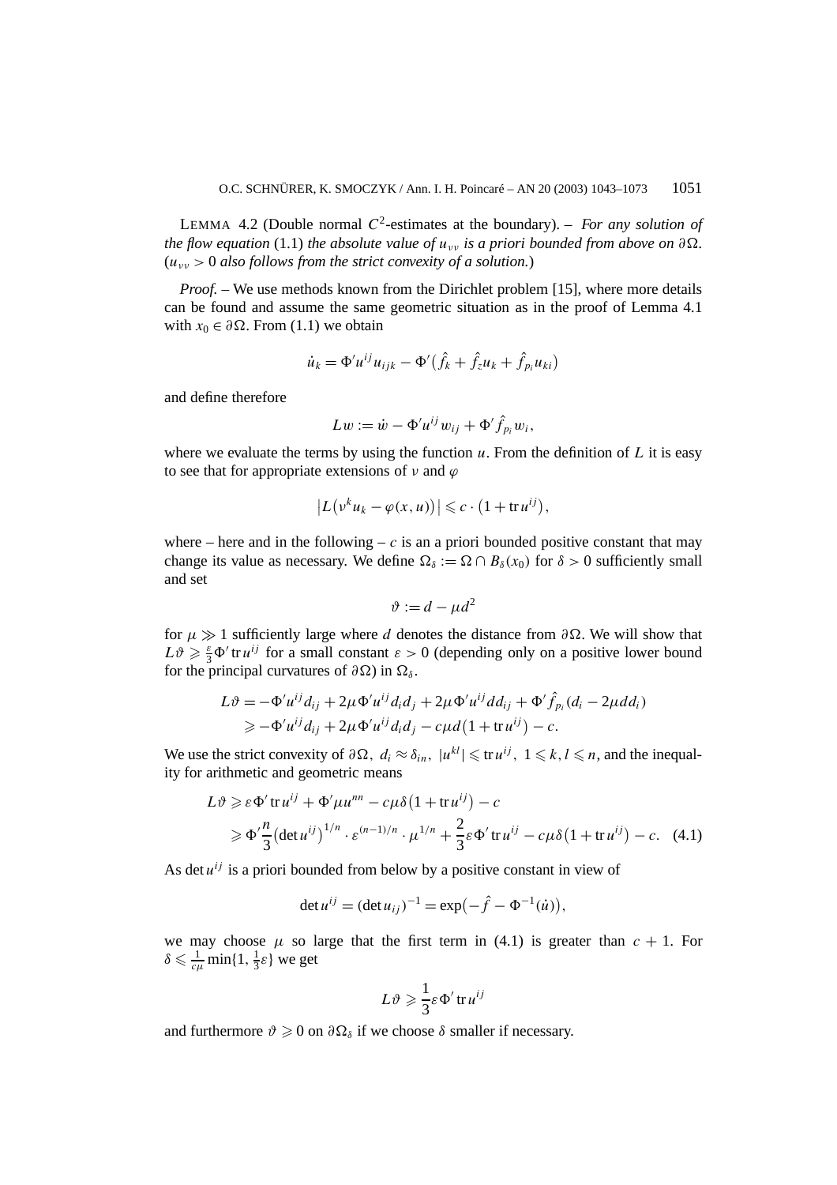LEMMA 4.2 (Double normal $C^2$-estimates at the boundary). – *For any solution of the flow equation* (1.1) *the absolute value of $u_{\nu\nu}$ is a priori bounded from above on $\partial\Omega$.* (*$u_{\nu\nu} > 0$ also follows from the strict convexity of a solution.*)

*Proof.* – We use methods known from the Dirichlet problem [15], where more details can be found and assume the same geometric situation as in the proof of Lemma 4.1 with $x_0 \in \partial\Omega$. From (1.1) we obtain

$$\dot{u}_k = \Phi' u^{ij} u_{ijk} - \Phi'\big(\hat{f}_k + \hat{f}_z u_k + \hat{f}_{p_i} u_{ki}\big)$$

and define therefore

$$Lw := \dot{w} - \Phi' u^{ij} w_{ij} + \Phi' \hat{f}_{p_i} w_i,$$

where we evaluate the terms by using the function $u$. From the definition of $L$ it is easy to see that for appropriate extensions of $\nu$ and $\varphi$

$$\big|L\big(\nu^k u_k - \varphi(x,u)\big)\big| \leqslant c \cdot \big(1 + \operatorname{tr} u^{ij}\big),$$

where – here and in the following – $c$ is an a priori bounded positive constant that may change its value as necessary. We define $\Omega_\delta := \Omega \cap B_\delta(x_0)$ for $\delta > 0$ sufficiently small and set

$$\vartheta := d - \mu d^2$$

for $\mu \gg 1$ sufficiently large where $d$ denotes the distance from $\partial\Omega$. We will show that $L\vartheta \geqslant \frac{\varepsilon}{3}\Phi' \operatorname{tr} u^{ij}$ for a small constant $\varepsilon > 0$ (depending only on a positive lower bound for the principal curvatures of $\partial\Omega$) in $\Omega_\delta$.

$$\begin{aligned}
L\vartheta &= -\Phi' u^{ij} d_{ij} + 2\mu \Phi' u^{ij} d_i d_j + 2\mu \Phi' u^{ij} d d_{ij} + \Phi' \hat{f}_{p_i}(d_i - 2\mu d d_i)\\
&\geqslant -\Phi' u^{ij} d_{ij} + 2\mu \Phi' u^{ij} d_i d_j - c\mu d\big(1 + \operatorname{tr} u^{ij}\big) - c.
\end{aligned}$$

We use the strict convexity of $\partial\Omega$, $d_i \approx \delta_{in}$, $|u^{kl}| \leqslant \operatorname{tr} u^{ij}$, $1 \leqslant k, l \leqslant n$, and the inequality for arithmetic and geometric means

$$\begin{aligned}
L\vartheta &\geqslant \varepsilon \Phi' \operatorname{tr} u^{ij} + \Phi' \mu u^{nn} - c\mu\delta\big(1 + \operatorname{tr} u^{ij}\big) - c\\
&\geqslant \Phi' \frac{n}{3}\big(\det u^{ij}\big)^{1/n} \cdot \varepsilon^{(n-1)/n} \cdot \mu^{1/n} + \frac{2}{3}\varepsilon \Phi' \operatorname{tr} u^{ij} - c\mu\delta\big(1 + \operatorname{tr} u^{ij}\big) - c. \quad (4.1)
\end{aligned}$$

As $\det u^{ij}$ is a priori bounded from below by a positive constant in view of

$$\det u^{ij} = (\det u_{ij})^{-1} = \exp\big(-\hat{f} - \Phi^{-1}(\dot{u})\big),$$

we may choose $\mu$ so large that the first term in (4.1) is greater than $c + 1$. For $\delta \leqslant \frac{1}{c\mu}\min\{1, \frac{1}{3}\varepsilon\}$ we get

$$L\vartheta \geqslant \frac{1}{3}\varepsilon \Phi' \operatorname{tr} u^{ij}$$

and furthermore $\vartheta \geqslant 0$ on $\partial\Omega_\delta$ if we choose $\delta$ smaller if necessary.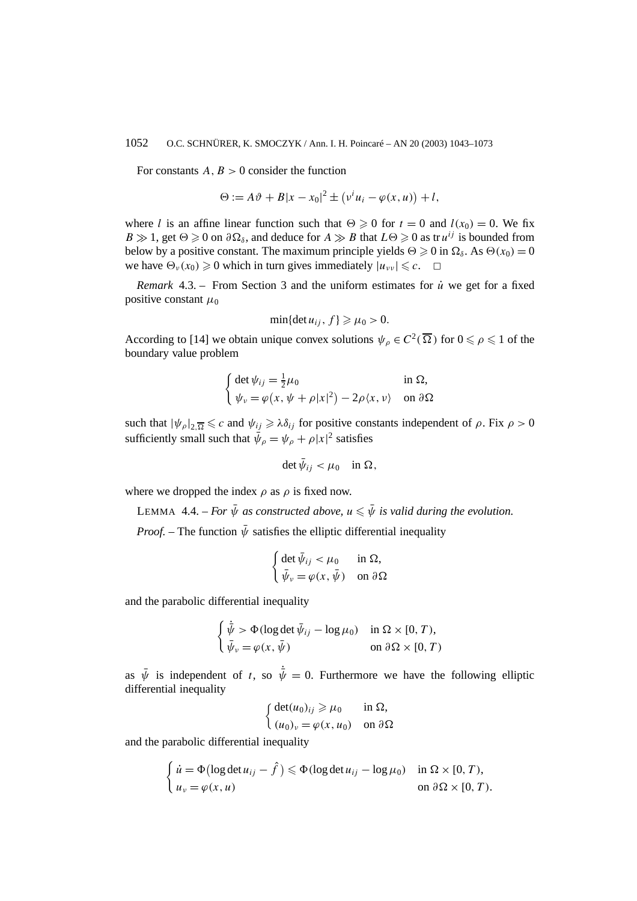For constants $A, B > 0$ consider the function

$$\Theta := A\vartheta + B|x - x_0|^2 \pm \big(\nu^i u_i - \varphi(x, u)\big) + l,$$

where $l$ is an affine linear function such that $\Theta \geqslant 0$ for $t = 0$ and $l(x_0) = 0$. We fix $B \gg 1$, get $\Theta \geqslant 0$ on $\partial\Omega_\delta$, and deduce for $A \gg B$ that $L\Theta \geqslant 0$ as $\operatorname{tr} u^{ij}$ is bounded from below by a positive constant. The maximum principle yields $\Theta \geqslant 0$ in $\Omega_\delta$. As $\Theta(x_0) = 0$ we have $\Theta_\nu(x_0) \geqslant 0$ which in turn gives immediately $|u_{\nu\nu}| \leqslant c$. $\square$

*Remark* 4.3. – From Section 3 and the uniform estimates for $\dot{u}$ we get for a fixed positive constant $\mu_0$

$$\min\{\det u_{ij}, f\} \geqslant \mu_0 > 0.$$

According to [14] we obtain unique convex solutions $\psi_\rho \in C^2(\overline{\Omega})$ for $0 \leqslant \rho \leqslant 1$ of the boundary value problem

$$\begin{cases} \det \psi_{ij} = \frac{1}{2}\mu_0 & \text{in } \Omega, \\ \psi_\nu = \varphi\big(x, \psi + \rho|x|^2\big) - 2\rho\langle x, \nu\rangle & \text{on } \partial\Omega \end{cases}$$

such that $|\psi_\rho|_{2,\overline{\Omega}} \leqslant c$ and $\psi_{ij} \geqslant \lambda\delta_{ij}$ for positive constants independent of $\rho$. Fix $\rho > 0$ sufficiently small such that $\bar{\psi}_\rho = \psi_\rho + \rho|x|^2$ satisfies

$$\det \bar{\psi}_{ij} < \mu_0 \quad \text{in } \Omega,$$

where we dropped the index $\rho$ as $\rho$ is fixed now.

LEMMA 4.4. – *For $\bar{\psi}$ as constructed above, $u \leqslant \bar{\psi}$ is valid during the evolution.*

*Proof.* – The function $\bar{\psi}$ satisfies the elliptic differential inequality

$$\begin{cases} \det \bar{\psi}_{ij} < \mu_0 & \text{in } \Omega, \\ \bar{\psi}_\nu = \varphi(x, \bar{\psi}) & \text{on } \partial\Omega \end{cases}$$

and the parabolic differential inequality

$$\begin{cases} \dot{\bar{\psi}} > \Phi(\log\det \bar{\psi}_{ij} - \log \mu_0) & \text{in } \Omega \times [0, T), \\ \bar{\psi}_\nu = \varphi(x, \bar{\psi}) & \text{on } \partial\Omega \times [0, T) \end{cases}$$

as $\bar{\psi}$ is independent of $t$, so $\dot{\bar{\psi}} = 0$. Furthermore we have the following elliptic differential inequality

$$\begin{cases} \det(u_0)_{ij} \geqslant \mu_0 & \text{in } \Omega, \\ (u_0)_\nu = \varphi(x, u_0) & \text{on } \partial\Omega \end{cases}$$

and the parabolic differential inequality

$$\begin{cases} \dot{u} = \Phi\big(\log\det u_{ij} - \hat{f}\big) \leqslant \Phi(\log\det u_{ij} - \log \mu_0) & \text{in } \Omega \times [0, T), \\ u_\nu = \varphi(x, u) & \text{on } \partial\Omega \times [0, T). \end{cases}$$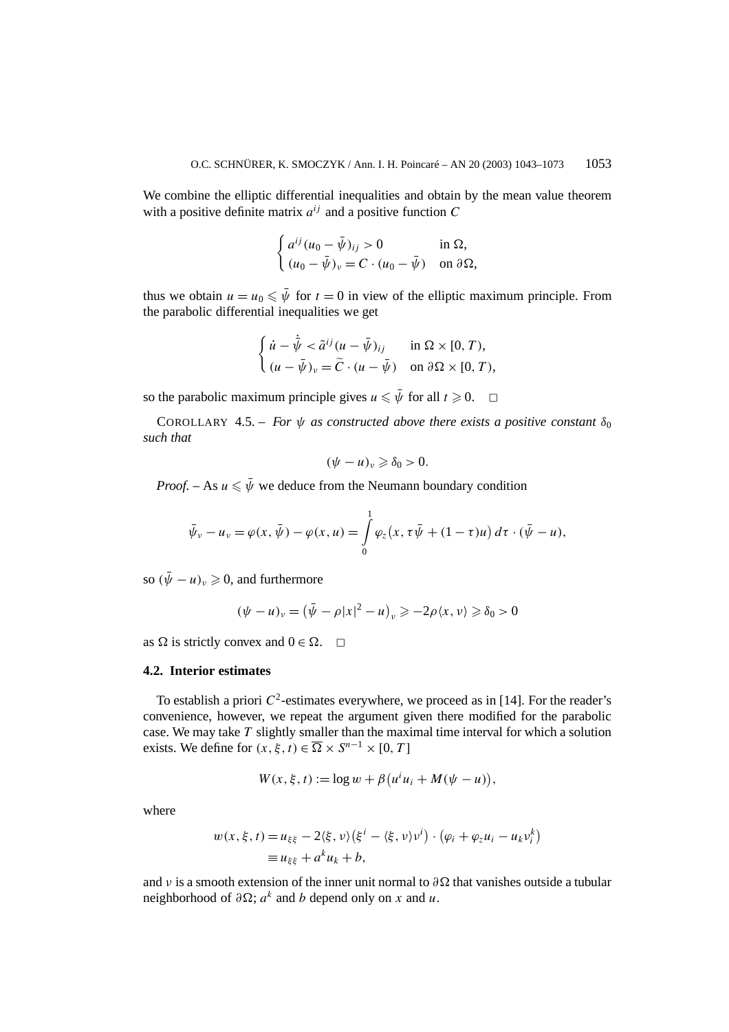We combine the elliptic differential inequalities and obtain by the mean value theorem with a positive definite matrix $a^{ij}$ and a positive function $C$

$$\begin{cases} a^{ij}(u_0 - \bar{\psi})_{ij} > 0 & \text{in } \Omega, \\ (u_0 - \bar{\psi})_\nu = C \cdot (u_0 - \bar{\psi}) & \text{on } \partial\Omega, \end{cases}$$

thus we obtain $u = u_0 \leqslant \bar{\psi}$ for $t = 0$ in view of the elliptic maximum principle. From the parabolic differential inequalities we get

$$\begin{cases} \dot{u} - \dot{\bar{\psi}} < \tilde{a}^{ij}(u - \bar{\psi})_{ij} & \text{in } \Omega \times [0, T), \\ (u - \bar{\psi})_\nu = \widetilde{C} \cdot (u - \bar{\psi}) & \text{on } \partial\Omega \times [0, T), \end{cases}$$

so the parabolic maximum principle gives $u \leqslant \bar{\psi}$ for all $t \geqslant 0$. □

COROLLARY 4.5. – *For $\psi$ as constructed above there exists a positive constant $\delta_0$ such that*

$$(\psi - u)_\nu \geqslant \delta_0 > 0.$$

*Proof.* – As $u \leqslant \bar{\psi}$ we deduce from the Neumann boundary condition

$$\bar{\psi}_\nu - u_\nu = \varphi(x, \bar{\psi}) - \varphi(x, u) = \int_0^1 \varphi_z\big(x, \tau\bar{\psi} + (1-\tau)u\big)\, d\tau \cdot (\bar{\psi} - u),$$

so $(\bar{\psi} - u)_\nu \geqslant 0$, and furthermore

$$(\psi - u)_\nu = \big(\bar{\psi} - \rho|x|^2 - u\big)_\nu \geqslant -2\rho\langle x, \nu\rangle \geqslant \delta_0 > 0$$

as $\Omega$ is strictly convex and $0 \in \Omega$. □

### 4.2. Interior estimates

To establish a priori $C^2$-estimates everywhere, we proceed as in [14]. For the reader's convenience, however, we repeat the argument given there modified for the parabolic case. We may take $T$ slightly smaller than the maximal time interval for which a solution exists. We define for $(x, \xi, t) \in \overline{\Omega} \times S^{n-1} \times [0, T]$

$$W(x, \xi, t) := \log w + \beta\big(u^i u_i + M(\psi - u)\big),$$

where

$$\begin{aligned} w(x, \xi, t) &= u_{\xi\xi} - 2\langle \xi, \nu\rangle\big(\xi^i - \langle \xi, \nu\rangle \nu^i\big) \cdot \big(\varphi_i + \varphi_z u_i - u_k \nu_i^k\big) \\ &\equiv u_{\xi\xi} + a^k u_k + b, \end{aligned}$$

and $\nu$ is a smooth extension of the inner unit normal to $\partial\Omega$ that vanishes outside a tubular neighborhood of $\partial\Omega$; $a^k$ and $b$ depend only on $x$ and $u$.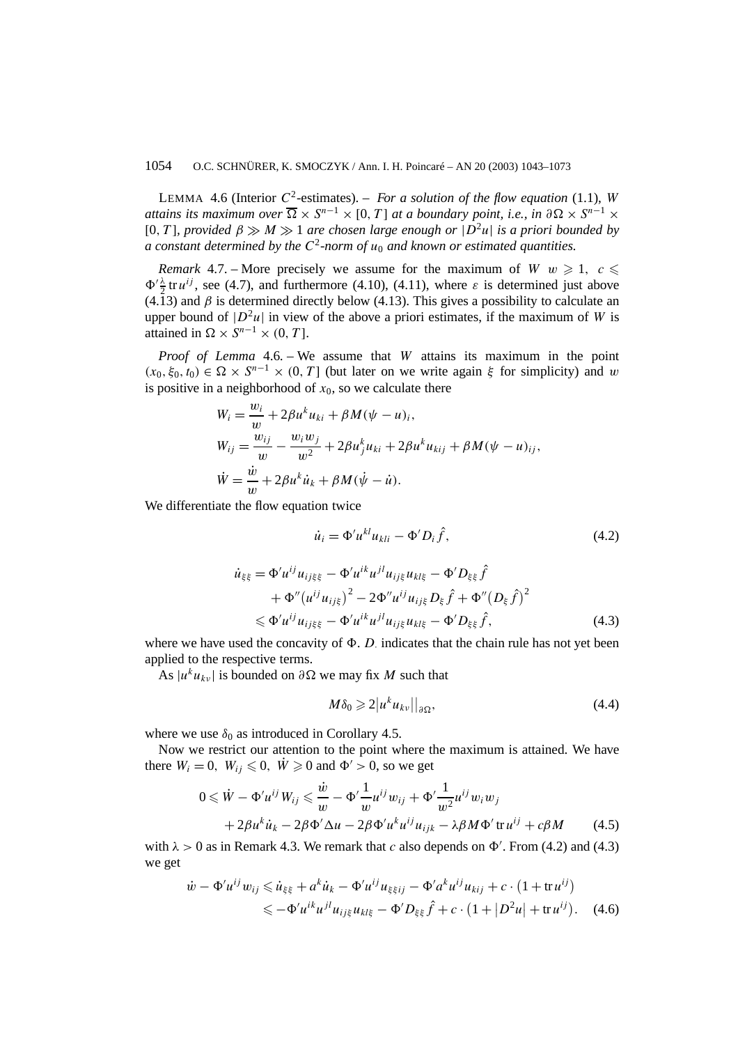LEMMA 4.6 (Interior $C^2$-estimates). – *For a solution of the flow equation* (1.1), $W$ *attains its maximum over* $\overline{\Omega} \times S^{n-1} \times [0,T]$ *at a boundary point, i.e., in* $\partial\Omega \times S^{n-1} \times [0,T]$, *provided* $\beta \gg M \gg 1$ *are chosen large enough or* $|D^2u|$ *is a priori bounded by a constant determined by the* $C^2$*-norm of* $u_0$ *and known or estimated quantities.*

*Remark* 4.7. – More precisely we assume for the maximum of $W$ $w \geqslant 1$, $c \leqslant \Phi' \frac{\lambda}{2} \operatorname{tr} u^{ij}$, see (4.7), and furthermore (4.10), (4.11), where $\varepsilon$ is determined just above (4.13) and $\beta$ is determined directly below (4.13). This gives a possibility to calculate an upper bound of $|D^2u|$ in view of the above a priori estimates, if the maximum of $W$ is attained in $\Omega \times S^{n-1} \times (0,T]$.

*Proof of Lemma* 4.6. – We assume that $W$ attains its maximum in the point $(x_0, \xi_0, t_0) \in \Omega \times S^{n-1} \times (0,T]$ (but later on we write again $\xi$ for simplicity) and $w$ is positive in a neighborhood of $x_0$, so we calculate there

$$
\begin{aligned}
W_i &= \frac{w_i}{w} + 2\beta u^k u_{ki} + \beta M(\psi - u)_i,\\
W_{ij} &= \frac{w_{ij}}{w} - \frac{w_i w_j}{w^2} + 2\beta u^k_j u_{ki} + 2\beta u^k u_{kij} + \beta M(\psi - u)_{ij},\\
\dot{W} &= \frac{\dot{w}}{w} + 2\beta u^k \dot{u}_k + \beta M(\dot{\psi} - \dot{u}).
\end{aligned}
$$

We differentiate the flow equation twice

$$
\dot{u}_i = \Phi' u^{kl} u_{kli} - \Phi' D_i \hat{f}, \tag{4.2}
$$

$$
\begin{aligned}
\dot{u}_{\xi\xi} &= \Phi' u^{ij} u_{ij\xi\xi} - \Phi' u^{ik} u^{jl} u_{ij\xi} u_{kl\xi} - \Phi' D_{\xi\xi} \hat{f}\\
&\quad + \Phi''\big(u^{ij} u_{ij\xi}\big)^2 - 2\Phi'' u^{ij} u_{ij\xi} D_\xi \hat{f} + \Phi''\big(D_\xi \hat{f}\big)^2\\
&\leqslant \Phi' u^{ij} u_{ij\xi\xi} - \Phi' u^{ik} u^{jl} u_{ij\xi} u_{kl\xi} - \Phi' D_{\xi\xi} \hat{f},
\end{aligned}
\tag{4.3}
$$

where we have used the concavity of $\Phi$. $D_\cdot$ indicates that the chain rule has not yet been applied to the respective terms.

As $|u^k u_{k\nu}|$ is bounded on $\partial\Omega$ we may fix $M$ such that

$$
M\delta_0 \geqslant 2\big|u^k u_{k\nu}\big|\big|_{\partial\Omega}, \tag{4.4}
$$

where we use $\delta_0$ as introduced in Corollary 4.5.

Now we restrict our attention to the point where the maximum is attained. We have there $W_i = 0$, $W_{ij} \leqslant 0$, $\dot{W} \geqslant 0$ and $\Phi' > 0$, so we get

$$
\begin{aligned}
0 \leqslant \dot{W} - \Phi' u^{ij} W_{ij} &\leqslant \frac{\dot{w}}{w} - \Phi' \frac{1}{w} u^{ij} w_{ij} + \Phi' \frac{1}{w^2} u^{ij} w_i w_j\\
&\quad + 2\beta u^k \dot{u}_k - 2\beta \Phi' \Delta u - 2\beta \Phi' u^k u^{ij} u_{ijk} - \lambda \beta M \Phi' \operatorname{tr} u^{ij} + c\beta M
\end{aligned}
\tag{4.5}
$$

with $\lambda > 0$ as in Remark 4.3. We remark that $c$ also depends on $\Phi'$. From (4.2) and (4.3) we get

$$
\begin{aligned}
\dot{w} - \Phi' u^{ij} w_{ij} &\leqslant \dot{u}_{\xi\xi} + a^k \dot{u}_k - \Phi' u^{ij} u_{\xi\xi ij} - \Phi' a^k u^{ij} u_{kij} + c \cdot \big(1 + \operatorname{tr} u^{ij}\big)\\
&\leqslant -\Phi' u^{ik} u^{jl} u_{ij\xi} u_{kl\xi} - \Phi' D_{\xi\xi} \hat{f} + c \cdot \big(1 + |D^2 u| + \operatorname{tr} u^{ij}\big).
\end{aligned}
\tag{4.6}
$$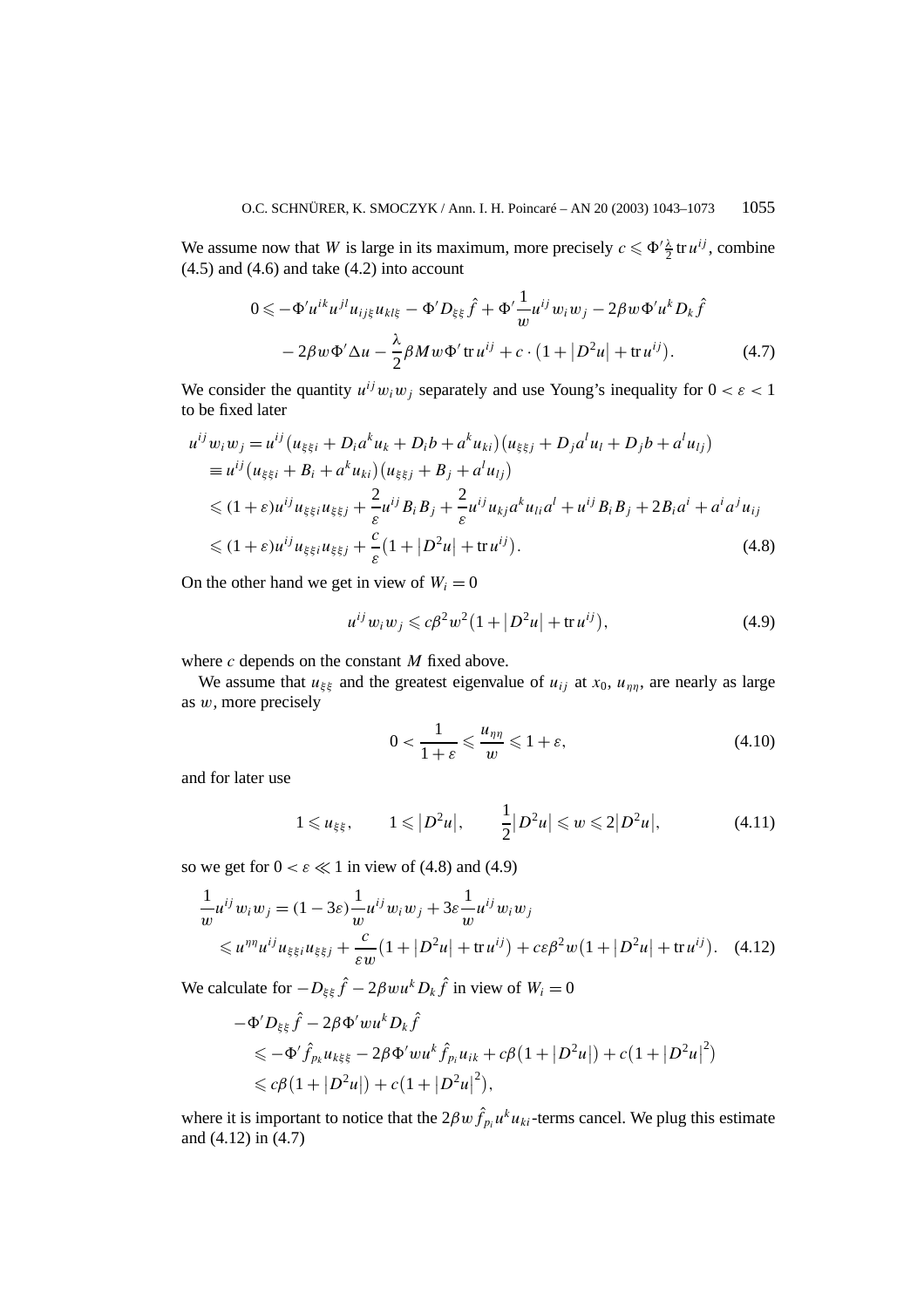We assume now that $W$ is large in its maximum, more precisely $c \leqslant \Phi' \frac{\lambda}{2} \operatorname{tr} u^{ij}$, combine (4.5) and (4.6) and take (4.2) into account

$$
\begin{aligned}
0 \leqslant & -\Phi' u^{ik} u^{jl} u_{ij\xi} u_{kl\xi} - \Phi' D_{\xi\xi} \hat{f} + \Phi' \frac{1}{w} u^{ij} w_i w_j - 2\beta w \Phi' u^k D_k \hat{f} \\
& - 2\beta w \Phi' \Delta u - \frac{\lambda}{2} \beta M w \Phi' \operatorname{tr} u^{ij} + c \cdot \left(1 + |D^2 u| + \operatorname{tr} u^{ij}\right).
\end{aligned} \tag{4.7}
$$

We consider the quantity $u^{ij} w_i w_j$ separately and use Young's inequality for $0 < \varepsilon < 1$ to be fixed later

$$
\begin{aligned}
u^{ij} w_i w_j &= u^{ij} \left(u_{\xi\xi i} + D_i a^k u_k + D_i b + a^k u_{ki}\right)\left(u_{\xi\xi j} + D_j a^l u_l + D_j b + a^l u_{lj}\right) \\
&\equiv u^{ij} \left(u_{\xi\xi i} + B_i + a^k u_{ki}\right)\left(u_{\xi\xi j} + B_j + a^l u_{lj}\right) \\
&\leqslant (1+\varepsilon) u^{ij} u_{\xi\xi i} u_{\xi\xi j} + \frac{2}{\varepsilon} u^{ij} B_i B_j + \frac{2}{\varepsilon} u^{ij} u_{kj} a^k u_{li} a^l + u^{ij} B_i B_j + 2 B_i a^i + a^i a^j u_{ij} \\
&\leqslant (1+\varepsilon) u^{ij} u_{\xi\xi i} u_{\xi\xi j} + \frac{c}{\varepsilon}\left(1 + |D^2 u| + \operatorname{tr} u^{ij}\right).
\end{aligned} \tag{4.8}
$$

On the other hand we get in view of $W_i = 0$

$$
u^{ij} w_i w_j \leqslant c \beta^2 w^2 \left(1 + |D^2 u| + \operatorname{tr} u^{ij}\right), \tag{4.9}
$$

where $c$ depends on the constant $M$ fixed above.

We assume that $u_{\xi\xi}$ and the greatest eigenvalue of $u_{ij}$ at $x_0$, $u_{\eta\eta}$, are nearly as large as $w$, more precisely

$$
0 < \frac{1}{1+\varepsilon} \leqslant \frac{u_{\eta\eta}}{w} \leqslant 1 + \varepsilon, \tag{4.10}
$$

and for later use

$$
1 \leqslant u_{\xi\xi}, \qquad 1 \leqslant |D^2 u|, \qquad \frac{1}{2}|D^2 u| \leqslant w \leqslant 2|D^2 u|, \tag{4.11}
$$

so we get for $0 < \varepsilon \ll 1$ in view of (4.8) and (4.9)

$$
\begin{aligned}
\frac{1}{w} u^{ij} w_i w_j &= (1 - 3\varepsilon) \frac{1}{w} u^{ij} w_i w_j + 3\varepsilon \frac{1}{w} u^{ij} w_i w_j \\
&\leqslant u^{\eta\eta} u^{ij} u_{\xi\xi i} u_{\xi\xi j} + \frac{c}{\varepsilon w}\left(1 + |D^2 u| + \operatorname{tr} u^{ij}\right) + c \varepsilon \beta^2 w \left(1 + |D^2 u| + \operatorname{tr} u^{ij}\right).
\end{aligned} \tag{4.12}
$$

We calculate for $-D_{\xi\xi} \hat{f} - 2\beta w u^k D_k \hat{f}$ in view of $W_i = 0$

$$
\begin{aligned}
&-\Phi' D_{\xi\xi} \hat{f} - 2\beta \Phi' w u^k D_k \hat{f} \\
&\quad \leqslant -\Phi' \hat{f}_{p_k} u_{k\xi\xi} - 2\beta \Phi' w u^k \hat{f}_{p_i} u_{ik} + c\beta\left(1 + |D^2 u|\right) + c\left(1 + |D^2 u|^2\right) \\
&\quad \leqslant c\beta\left(1 + |D^2 u|\right) + c\left(1 + |D^2 u|^2\right),
\end{aligned}
$$

where it is important to notice that the $2\beta w \hat{f}_{p_i} u^k u_{ki}$-terms cancel. We plug this estimate and (4.12) in (4.7)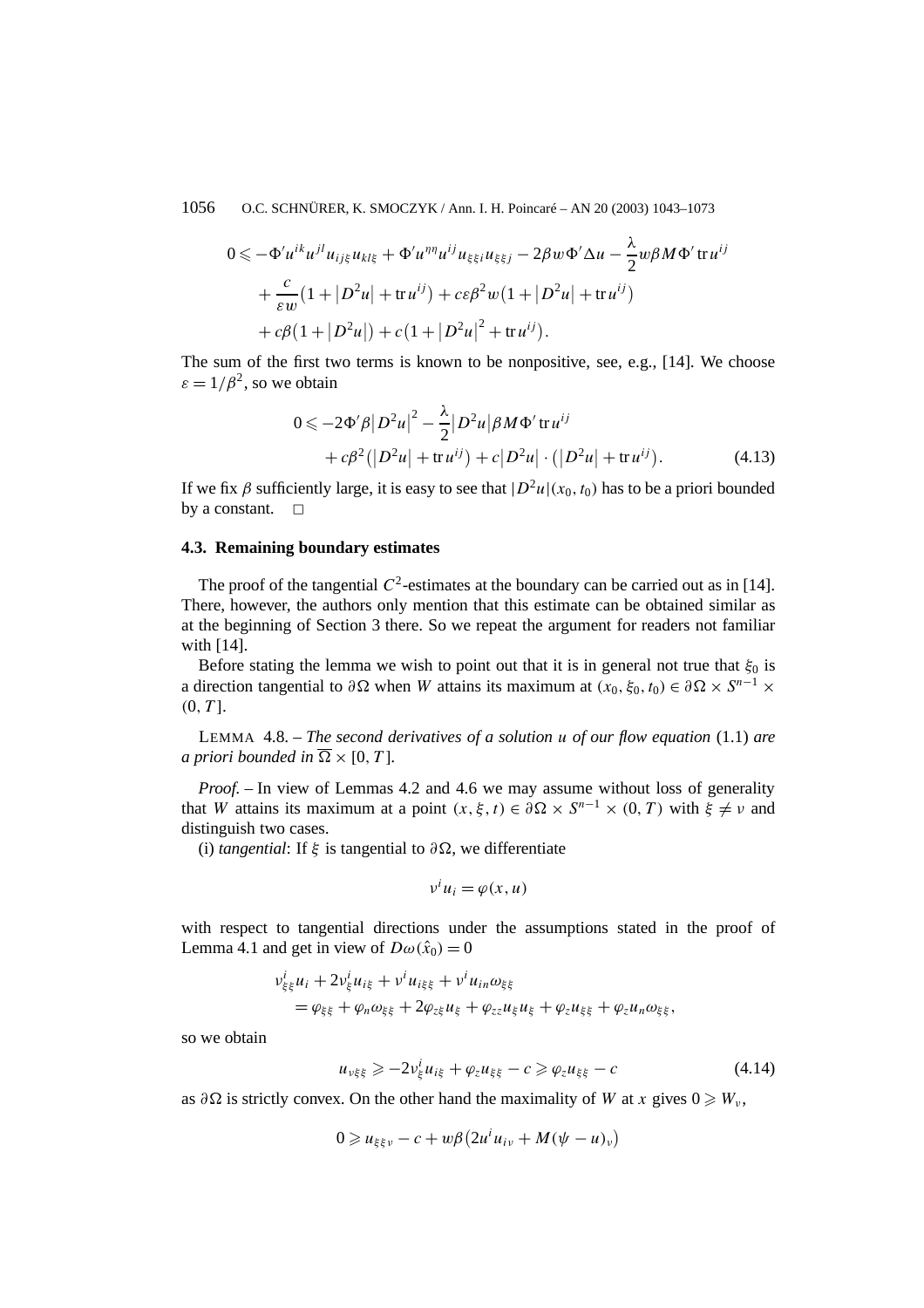$$
\begin{aligned}
0 \leqslant & -\Phi' u^{ik} u^{jl} u_{ij\xi} u_{kl\xi} + \Phi' u^{\eta\eta} u^{ij} u_{\xi\xi i} u_{\xi\xi j} - 2\beta w \Phi' \Delta u - \frac{\lambda}{2} w \beta M \Phi' \operatorname{tr} u^{ij} \\
& + \frac{c}{\varepsilon w}\left(1 + \left|D^2 u\right| + \operatorname{tr} u^{ij}\right) + c\varepsilon\beta^2 w\left(1 + \left|D^2 u\right| + \operatorname{tr} u^{ij}\right) \\
& + c\beta\left(1 + \left|D^2 u\right|\right) + c\left(1 + \left|D^2 u\right|^2 + \operatorname{tr} u^{ij}\right).
\end{aligned}
$$

The sum of the first two terms is known to be nonpositive, see, e.g., [14]. We choose $\varepsilon = 1/\beta^2$, so we obtain

$$
\begin{aligned}
0 \leqslant & -2\Phi'\beta\left|D^2 u\right|^2 - \frac{\lambda}{2}\left|D^2 u\right|\beta M \Phi' \operatorname{tr} u^{ij} \\
& + c\beta^2\left(\left|D^2 u\right| + \operatorname{tr} u^{ij}\right) + c\left|D^2 u\right| \cdot \left(\left|D^2 u\right| + \operatorname{tr} u^{ij}\right). \qquad (4.13)
\end{aligned}
$$

If we fix $\beta$ sufficiently large, it is easy to see that $|D^2 u|(x_0, t_0)$ has to be a priori bounded by a constant. $\square$

### 4.3. Remaining boundary estimates

The proof of the tangential $C^2$-estimates at the boundary can be carried out as in [14]. There, however, the authors only mention that this estimate can be obtained similar as at the beginning of Section 3 there. So we repeat the argument for readers not familiar with [14].

Before stating the lemma we wish to point out that it is in general not true that $\xi_0$ is a direction tangential to $\partial\Omega$ when $W$ attains its maximum at $(x_0, \xi_0, t_0) \in \partial\Omega \times S^{n-1} \times (0, T]$.

LEMMA 4.8. – *The second derivatives of a solution $u$ of our flow equation* (1.1) *are a priori bounded in $\overline{\Omega} \times [0, T]$.*

*Proof.* – In view of Lemmas 4.2 and 4.6 we may assume without loss of generality that $W$ attains its maximum at a point $(x, \xi, t) \in \partial\Omega \times S^{n-1} \times (0, T)$ with $\xi \neq \nu$ and distinguish two cases.

(i) *tangential*: If $\xi$ is tangential to $\partial\Omega$, we differentiate

$$
\nu^i u_i = \varphi(x, u)
$$

with respect to tangential directions under the assumptions stated in the proof of Lemma 4.1 and get in view of $D\omega(\hat{x}_0) = 0$

$$
\begin{aligned}
& \nu^i_{\xi\xi} u_i + 2\nu^i_\xi u_{i\xi} + \nu^i u_{i\xi\xi} + \nu^i u_{in} \omega_{\xi\xi} \\
& \quad = \varphi_{\xi\xi} + \varphi_n \omega_{\xi\xi} + 2\varphi_{z\xi} u_\xi + \varphi_{zz} u_\xi u_\xi + \varphi_z u_{\xi\xi} + \varphi_z u_n \omega_{\xi\xi},
\end{aligned}
$$

so we obtain

$$
u_{\nu\xi\xi} \geqslant -2\nu^i_\xi u_{i\xi} + \varphi_z u_{\xi\xi} - c \geqslant \varphi_z u_{\xi\xi} - c \qquad (4.14)
$$

as $\partial\Omega$ is strictly convex. On the other hand the maximality of $W$ at $x$ gives $0 \geqslant W_\nu$,

$$
0 \geqslant u_{\xi\xi\nu} - c + w\beta\left(2u^i u_{i\nu} + M(\psi - u)_\nu\right)
$$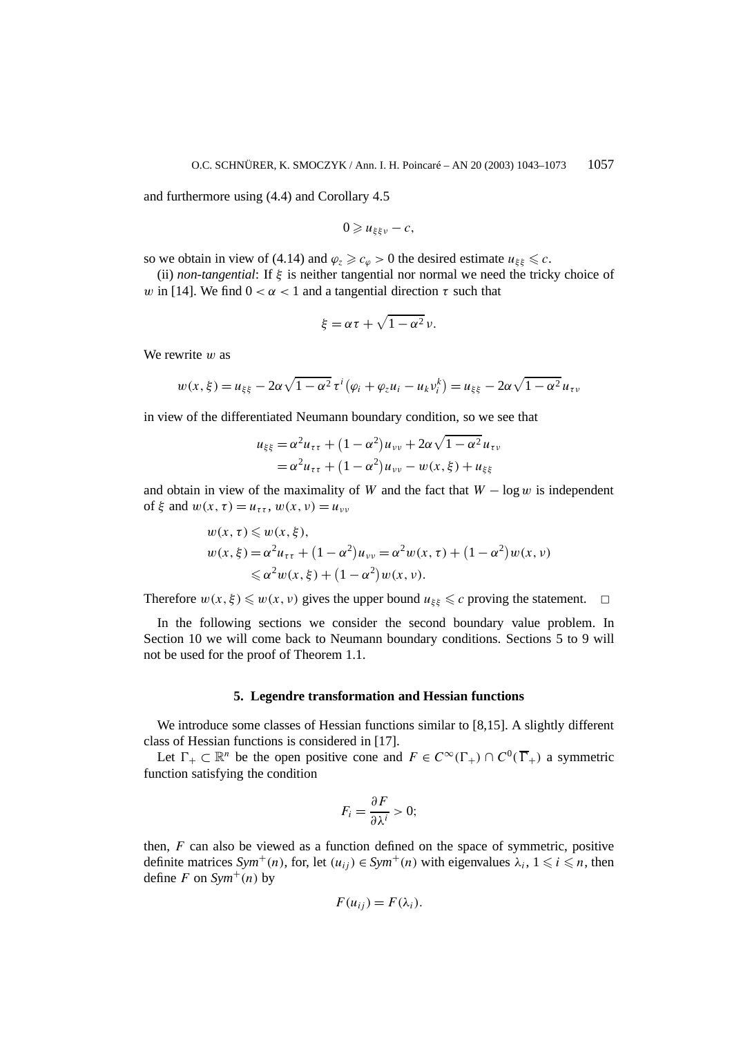and furthermore using (4.4) and Corollary 4.5

$$0 \geqslant u_{\xi\xi\nu} - c,$$

so we obtain in view of (4.14) and $\varphi_z \geqslant c_\varphi > 0$ the desired estimate $u_{\xi\xi} \leqslant c$.

(ii) *non-tangential*: If $\xi$ is neither tangential nor normal we need the tricky choice of $w$ in [14]. We find $0 < \alpha < 1$ and a tangential direction $\tau$ such that

$$\xi = \alpha\tau + \sqrt{1-\alpha^2}\,\nu.$$

We rewrite $w$ as

$$w(x,\xi) = u_{\xi\xi} - 2\alpha\sqrt{1-\alpha^2}\,\tau^i\big(\varphi_i + \varphi_z u_i - u_k \nu_i^k\big) = u_{\xi\xi} - 2\alpha\sqrt{1-\alpha^2}\,u_{\tau\nu}$$

in view of the differentiated Neumann boundary condition, so we see that

$$\begin{aligned} u_{\xi\xi} &= \alpha^2 u_{\tau\tau} + \big(1-\alpha^2\big)u_{\nu\nu} + 2\alpha\sqrt{1-\alpha^2}\,u_{\tau\nu} \\ &= \alpha^2 u_{\tau\tau} + \big(1-\alpha^2\big)u_{\nu\nu} - w(x,\xi) + u_{\xi\xi} \end{aligned}$$

and obtain in view of the maximality of $W$ and the fact that $W - \log w$ is independent of $\xi$ and $w(x,\tau) = u_{\tau\tau}$, $w(x,\nu) = u_{\nu\nu}$

$$\begin{aligned} &w(x,\tau) \leqslant w(x,\xi), \\ &w(x,\xi) = \alpha^2 u_{\tau\tau} + \big(1-\alpha^2\big)u_{\nu\nu} = \alpha^2 w(x,\tau) + \big(1-\alpha^2\big)w(x,\nu) \\ &\qquad \leqslant \alpha^2 w(x,\xi) + \big(1-\alpha^2\big)w(x,\nu). \end{aligned}$$

Therefore $w(x,\xi) \leqslant w(x,\nu)$ gives the upper bound $u_{\xi\xi} \leqslant c$ proving the statement. $\square$

In the following sections we consider the second boundary value problem. In Section 10 we will come back to Neumann boundary conditions. Sections 5 to 9 will not be used for the proof of Theorem 1.1.

## 5. Legendre transformation and Hessian functions

We introduce some classes of Hessian functions similar to [8,15]. A slightly different class of Hessian functions is considered in [17].

Let $\Gamma_+ \subset \mathbb{R}^n$ be the open positive cone and $F \in C^\infty(\Gamma_+) \cap C^0(\overline{\Gamma}_+)$ a symmetric function satisfying the condition

$$F_i = \frac{\partial F}{\partial \lambda^i} > 0;$$

then, $F$ can also be viewed as a function defined on the space of symmetric, positive definite matrices $Sym^+(n)$, for, let $(u_{ij}) \in Sym^+(n)$ with eigenvalues $\lambda_i$, $1 \leqslant i \leqslant n$, then define $F$ on $Sym^+(n)$ by

$$F(u_{ij}) = F(\lambda_i).$$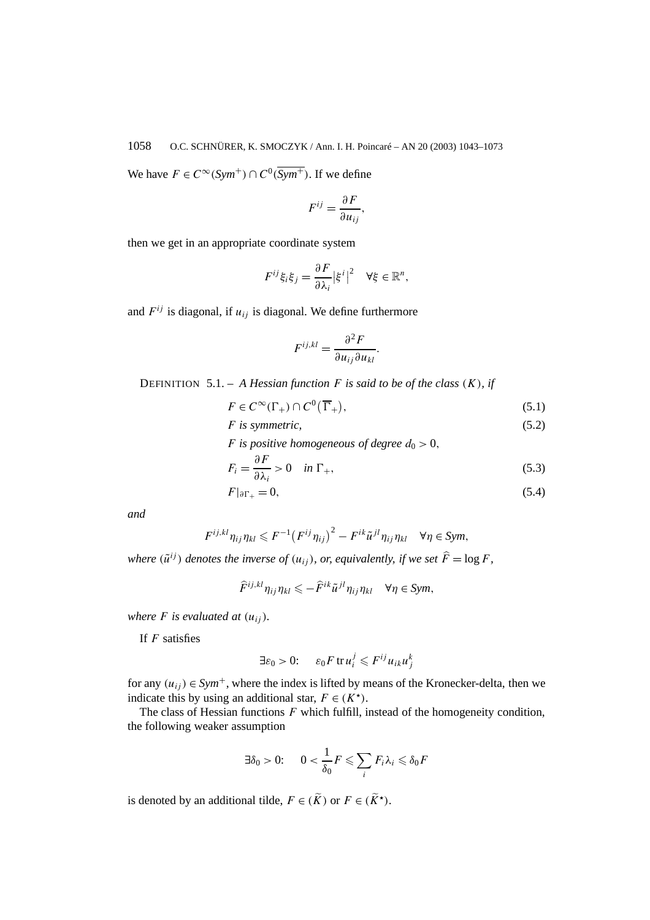We have $F \in C^\infty(Sym^+) \cap C^0(\overline{Sym^+})$. If we define

$$F^{ij} = \frac{\partial F}{\partial u_{ij}},$$

then we get in an appropriate coordinate system

$$F^{ij}\xi_i\xi_j = \frac{\partial F}{\partial \lambda_i}\left|\xi^i\right|^2 \quad \forall \xi \in \mathbb{R}^n,$$

and $F^{ij}$ is diagonal, if $u_{ij}$ is diagonal. We define furthermore

$$F^{ij,kl} = \frac{\partial^2 F}{\partial u_{ij}\partial u_{kl}}.$$

DEFINITION 5.1. – *A Hessian function $F$ is said to be of the class $(K)$, if*

$$F \in C^\infty(\Gamma_+) \cap C^0\left(\overline{\Gamma}_+\right), \tag{5.1}$$

$$F \text{ is symmetric}, \tag{5.2}$$

$$F \text{ is positive homogeneous of degree } d_0 > 0,$$

$$F_i = \frac{\partial F}{\partial \lambda_i} > 0 \quad \text{in } \Gamma_+, \tag{5.3}$$

$$F|_{\partial\Gamma_+} = 0, \tag{5.4}$$

*and*

$$F^{ij,kl}\eta_{ij}\eta_{kl} \leqslant F^{-1}\left(F^{ij}\eta_{ij}\right)^2 - F^{ik}\tilde{u}^{jl}\eta_{ij}\eta_{kl} \quad \forall \eta \in Sym,$$

*where $(\tilde{u}^{ij})$ denotes the inverse of $(u_{ij})$, or, equivalently, if we set $\widehat{F} = \log F$,*

$$\widehat{F}^{ij,kl}\eta_{ij}\eta_{kl} \leqslant -\widehat{F}^{ik}\tilde{u}^{jl}\eta_{ij}\eta_{kl} \quad \forall \eta \in Sym,$$

*where $F$ is evaluated at $(u_{ij})$.*

If $F$ satisfies

$$\exists \varepsilon_0 > 0: \quad \varepsilon_0 F \operatorname{tr} u_i^j \leqslant F^{ij}u_{ik}u_j^k$$

for any $(u_{ij}) \in Sym^+$, where the index is lifted by means of the Kronecker-delta, then we indicate this by using an additional star, $F \in (K^\star)$.

The class of Hessian functions $F$ which fulfill, instead of the homogeneity condition, the following weaker assumption

$$\exists \delta_0 > 0: \quad 0 < \frac{1}{\delta_0}F \leqslant \sum_i F_i\lambda_i \leqslant \delta_0 F$$

is denoted by an additional tilde, $F \in (\widetilde{K})$ or $F \in (\widetilde{K}^\star)$.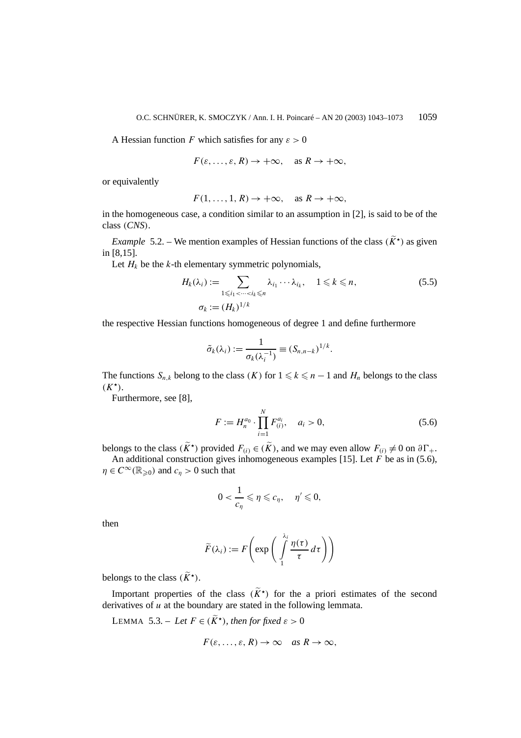A Hessian function $F$ which satisfies for any $\varepsilon > 0$

$$F(\varepsilon, \ldots, \varepsilon, R) \to +\infty, \quad \text{as } R \to +\infty,$$

or equivalently

$$F(1, \ldots, 1, R) \to +\infty, \quad \text{as } R \to +\infty,$$

in the homogeneous case, a condition similar to an assumption in [2], is said to be of the class $(CNS)$.

*Example* 5.2. – We mention examples of Hessian functions of the class $(\widetilde{K}^\star)$ as given in [8,15].

Let $H_k$ be the $k$-th elementary symmetric polynomials,

$$H_k(\lambda_i) := \sum_{1 \leqslant i_1 < \cdots < i_k \leqslant n} \lambda_{i_1} \cdots \lambda_{i_k}, \quad 1 \leqslant k \leqslant n, \tag{5.5}$$
$$\sigma_k := (H_k)^{1/k}$$

the respective Hessian functions homogeneous of degree 1 and define furthermore

$$\tilde{\sigma}_k(\lambda_i) := \frac{1}{\sigma_k(\lambda_i^{-1})} \equiv (S_{n,n-k})^{1/k}.$$

The functions $S_{n,k}$ belong to the class $(K)$ for $1 \leqslant k \leqslant n-1$ and $H_n$ belongs to the class $(K^\star)$.

Furthermore, see [8],

$$F := H_n^{a_0} \cdot \prod_{i=1}^{N} F_{(i)}^{a_i}, \quad a_i > 0, \tag{5.6}$$

belongs to the class $(\widetilde{K}^\star)$ provided $F_{(i)} \in (\widetilde{K})$, and we may even allow $F_{(i)} \neq 0$ on $\partial\Gamma_+$.

An additional construction gives inhomogeneous examples [15]. Let $F$ be as in (5.6), $\eta \in C^\infty(\mathbb{R}_{\geqslant 0})$ and $c_\eta > 0$ such that

$$0 < \frac{1}{c_\eta} \leqslant \eta \leqslant c_\eta, \quad \eta' \leqslant 0,$$

then

$$\widetilde{F}(\lambda_i) := F\left(\exp\left(\int_1^{\lambda_i} \frac{\eta(\tau)}{\tau}\, d\tau\right)\right)$$

belongs to the class $(\widetilde{K}^\star)$.

Important properties of the class $(\widetilde{K}^\star)$ for the a priori estimates of the second derivatives of $u$ at the boundary are stated in the following lemmata.

LEMMA 5.3. – *Let $F \in (\widetilde{K}^\star)$, then for fixed $\varepsilon > 0$*

$$F(\varepsilon, \ldots, \varepsilon, R) \to \infty \quad \text{as } R \to \infty,$$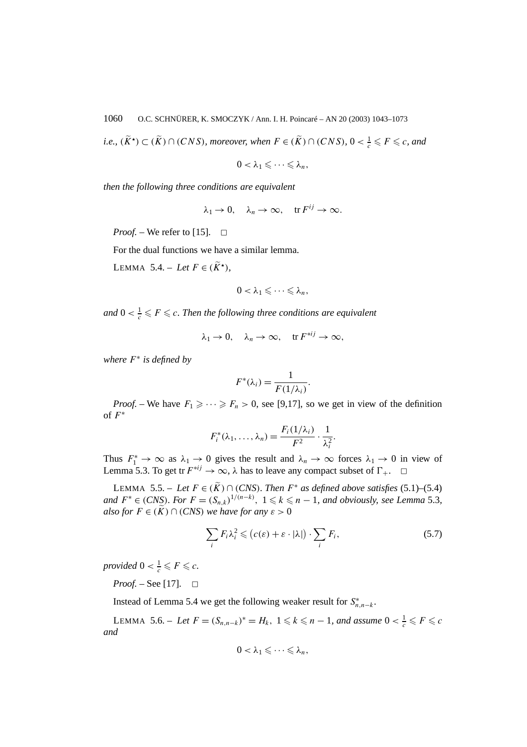*i.e.*, $(\widetilde{K}^\star) \subset (\widetilde{K}) \cap (CNS)$, *moreover, when* $F \in (\widetilde{K}) \cap (CNS)$, $0 < \frac{1}{c} \leqslant F \leqslant c$, *and*

$$0 < \lambda_1 \leqslant \cdots \leqslant \lambda_n,$$

*then the following three conditions are equivalent*

$$\lambda_1 \to 0, \quad \lambda_n \to \infty, \quad \operatorname{tr} F^{ij} \to \infty.$$

*Proof.* – We refer to [15]. □

For the dual functions we have a similar lemma.

LEMMA 5.4. – *Let* $F \in (\widetilde{K}^\star)$,

$$0 < \lambda_1 \leqslant \cdots \leqslant \lambda_n,$$

*and* $0 < \frac{1}{c} \leqslant F \leqslant c$. *Then the following three conditions are equivalent*

$$\lambda_1 \to 0, \quad \lambda_n \to \infty, \quad \operatorname{tr} F^{*ij} \to \infty,$$

*where* $F^*$ *is defined by*

$$F^*(\lambda_i) = \frac{1}{F(1/\lambda_i)}.$$

*Proof.* – We have $F_1 \geqslant \cdots \geqslant F_n > 0$, see [9,17], so we get in view of the definition of $F^*$

$$F_i^*(\lambda_1, \ldots, \lambda_n) = \frac{F_i(1/\lambda_i)}{F^2} \cdot \frac{1}{\lambda_i^2}.$$

Thus $F_1^* \to \infty$ as $\lambda_1 \to 0$ gives the result and $\lambda_n \to \infty$ forces $\lambda_1 \to 0$ in view of Lemma 5.3. To get $\operatorname{tr} F^{*ij} \to \infty$, $\lambda$ has to leave any compact subset of $\Gamma_+$. □

LEMMA 5.5. – *Let* $F \in (\widetilde{K}) \cap (CNS)$. *Then* $F^*$ *as defined above satisfies* (5.1)–(5.4) *and* $F^* \in (CNS)$. *For* $F = (S_{n,k})^{1/(n-k)}$, $1 \leqslant k \leqslant n-1$, *and obviously, see Lemma* 5.3, *also for* $F \in (\widetilde{K}) \cap (CNS)$ *we have for any* $\varepsilon > 0$

$$\sum_i F_i \lambda_i^2 \leqslant \big(c(\varepsilon) + \varepsilon \cdot |\lambda|\big) \cdot \sum_i F_i, \tag{5.7}$$

*provided* $0 < \frac{1}{c} \leqslant F \leqslant c$.

*Proof.* – See [17]. □

Instead of Lemma 5.4 we get the following weaker result for $S_{n,n-k}^*$.

LEMMA 5.6. – *Let* $F = (S_{n,n-k})^* = H_k$, $1 \leqslant k \leqslant n-1$, *and assume* $0 < \frac{1}{c} \leqslant F \leqslant c$ *and*

$$0 < \lambda_1 \leqslant \cdots \leqslant \lambda_n,$$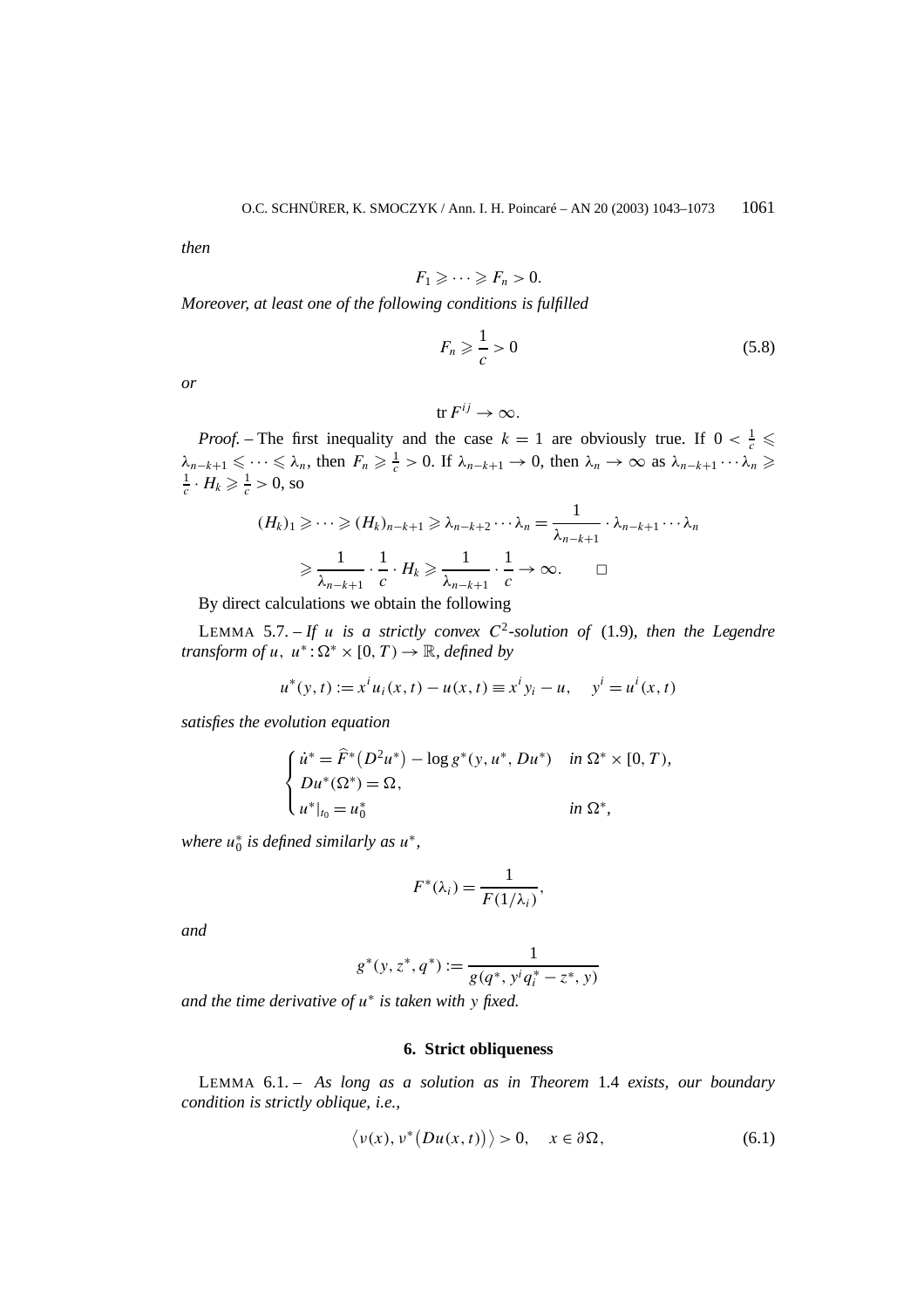*then*

$$F_1 \geqslant \cdots \geqslant F_n > 0.$$

*Moreover, at least one of the following conditions is fulfilled*

$$F_n \geqslant \frac{1}{c} > 0 \tag{5.8}$$

*or*

$$\operatorname{tr} F^{ij} \to \infty.$$

*Proof.* – The first inequality and the case $k = 1$ are obviously true. If $0 < \frac{1}{c} \leqslant \lambda_{n-k+1} \leqslant \cdots \leqslant \lambda_n$, then $F_n \geqslant \frac{1}{c} > 0$. If $\lambda_{n-k+1} \to 0$, then $\lambda_n \to \infty$ as $\lambda_{n-k+1} \cdots \lambda_n \geqslant \frac{1}{c} \cdot H_k \geqslant \frac{1}{c} > 0$, so

$$\begin{aligned}
(H_k)_1 \geqslant \cdots \geqslant (H_k)_{n-k+1} &\geqslant \lambda_{n-k+2} \cdots \lambda_n = \frac{1}{\lambda_{n-k+1}} \cdot \lambda_{n-k+1} \cdots \lambda_n \\
&\geqslant \frac{1}{\lambda_{n-k+1}} \cdot \frac{1}{c} \cdot H_k \geqslant \frac{1}{\lambda_{n-k+1}} \cdot \frac{1}{c} \to \infty. \qquad \square
\end{aligned}$$

By direct calculations we obtain the following

LEMMA 5.7. – *If $u$ is a strictly convex $C^2$-solution of* (1.9)*, then the Legendre transform of $u$, $u^* : \Omega^* \times [0, T) \to \mathbb{R}$, defined by*

$$u^*(y, t) := x^i u_i(x, t) - u(x, t) \equiv x^i y_i - u, \quad y^i = u^i(x, t)$$

*satisfies the evolution equation*

$$\begin{cases} \dot{u}^* = \widehat{F}^*\big(D^2 u^*\big) - \log g^*(y, u^*, Du^*) & \text{in } \Omega^* \times [0, T), \\ Du^*(\Omega^*) = \Omega, \\ u^*|_{t_0} = u_0^* & \text{in } \Omega^*, \end{cases}$$

*where $u_0^*$ is defined similarly as $u^*$,*

$$F^*(\lambda_i) = \frac{1}{F(1/\lambda_i)},$$

*and*

$$g^*(y, z^*, q^*) := \frac{1}{g(q^*, y^i q_i^* - z^*, y)}$$

*and the time derivative of $u^*$ is taken with $y$ fixed.*

## 6. Strict obliqueness

LEMMA 6.1. – *As long as a solution as in Theorem* 1.4 *exists, our boundary condition is strictly oblique, i.e.,*

$$\big\langle \nu(x), \nu^*\big(Du(x, t)\big)\big\rangle > 0, \quad x \in \partial\Omega, \tag{6.1}$$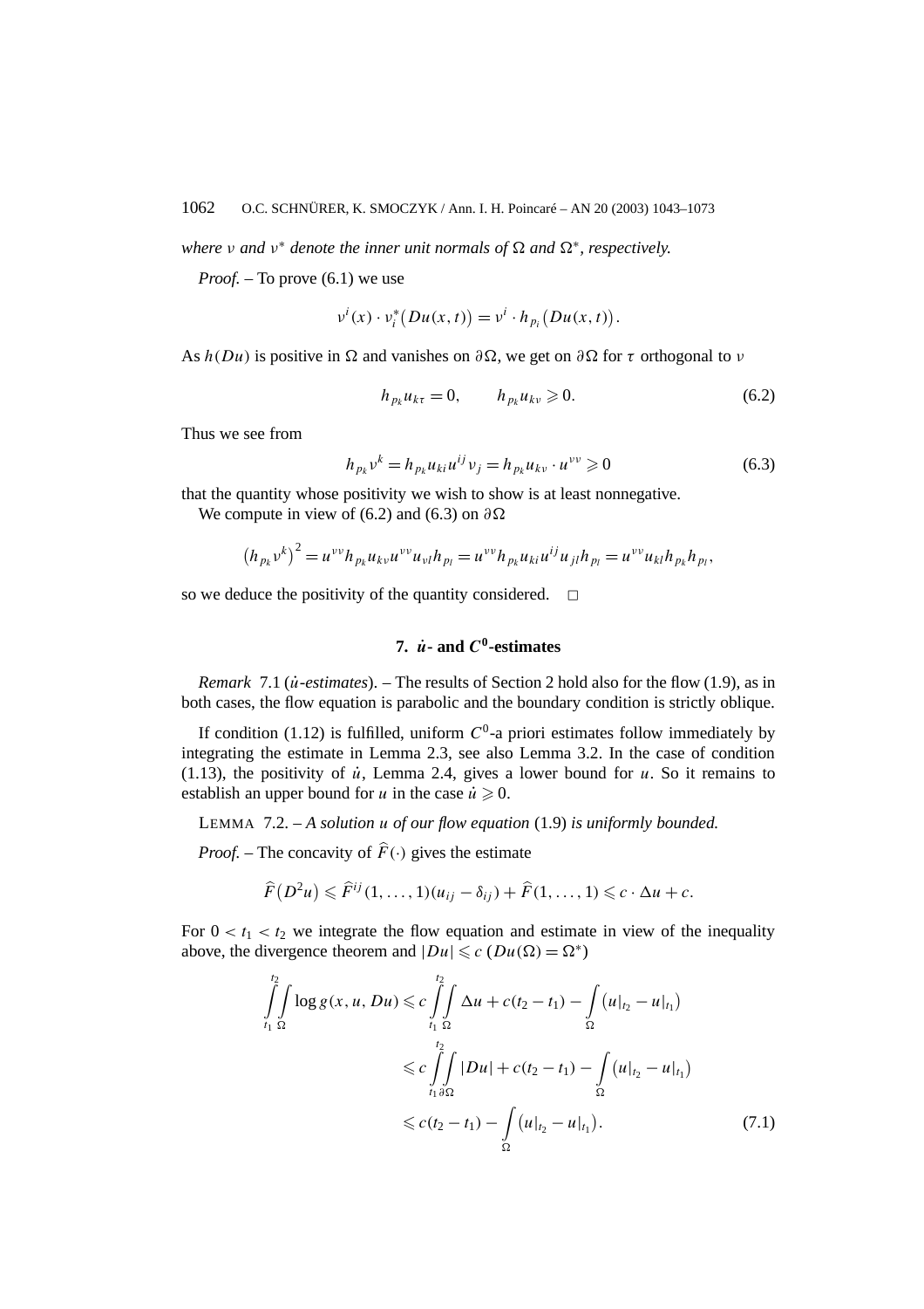*where $\nu$ and $\nu^*$ denote the inner unit normals of $\Omega$ and $\Omega^*$, respectively.*

*Proof.* – To prove (6.1) we use

$$\nu^i(x)\cdot \nu_i^*\big(Du(x,t)\big) = \nu^i \cdot h_{p_i}\big(Du(x,t)\big).$$

As $h(Du)$ is positive in $\Omega$ and vanishes on $\partial\Omega$, we get on $\partial\Omega$ for $\tau$ orthogonal to $\nu$

$$h_{p_k}u_{k\tau} = 0, \qquad h_{p_k}u_{k\nu} \geqslant 0. \tag{6.2}$$

Thus we see from

$$h_{p_k}\nu^k = h_{p_k}u_{ki}u^{ij}\nu_j = h_{p_k}u_{k\nu}\cdot u^{\nu\nu} \geqslant 0 \tag{6.3}$$

that the quantity whose positivity we wish to show is at least nonnegative.

We compute in view of (6.2) and (6.3) on $\partial\Omega$

$$\big(h_{p_k}\nu^k\big)^2 = u^{\nu\nu}h_{p_k}u_{k\nu}u^{\nu\nu}u_{\nu l}h_{p_l} = u^{\nu\nu}h_{p_k}u_{ki}u^{ij}u_{jl}h_{p_l} = u^{\nu\nu}u_{kl}h_{p_k}h_{p_l},$$

so we deduce the positivity of the quantity considered. □

## 7. $\dot{u}$- and $C^0$-estimates

*Remark* 7.1 (*$\dot{u}$-estimates*). – The results of Section 2 hold also for the flow (1.9), as in both cases, the flow equation is parabolic and the boundary condition is strictly oblique.

If condition (1.12) is fulfilled, uniform $C^0$-a priori estimates follow immediately by integrating the estimate in Lemma 2.3, see also Lemma 3.2. In the case of condition (1.13), the positivity of $\dot{u}$, Lemma 2.4, gives a lower bound for $u$. So it remains to establish an upper bound for $u$ in the case $\dot{u} \geqslant 0$.

LEMMA 7.2. – *A solution $u$ of our flow equation* (1.9) *is uniformly bounded.*

*Proof.* – The concavity of $\widehat{F}(\cdot)$ gives the estimate

$$\widehat{F}\big(D^2u\big) \leqslant \widehat{F}^{ij}(1,\ldots,1)(u_{ij}-\delta_{ij}) + \widehat{F}(1,\ldots,1) \leqslant c\cdot\Delta u + c.$$

For $0 < t_1 < t_2$ we integrate the flow equation and estimate in view of the inequality above, the divergence theorem and $|Du| \leqslant c$ ($Du(\Omega) = \Omega^*$)

$$\begin{aligned}
\int_{t_1}^{t_2}\int_{\Omega} \log g(x,u,Du) &\leqslant c\int_{t_1}^{t_2}\int_{\Omega}\Delta u + c(t_2-t_1) - \int_{\Omega}\big(u|_{t_2} - u|_{t_1}\big)\\
&\leqslant c\int_{t_1}^{t_2}\int_{\partial\Omega}|Du| + c(t_2-t_1) - \int_{\Omega}\big(u|_{t_2} - u|_{t_1}\big)\\
&\leqslant c(t_2-t_1) - \int_{\Omega}\big(u|_{t_2} - u|_{t_1}\big).
\end{aligned} \tag{7.1}$$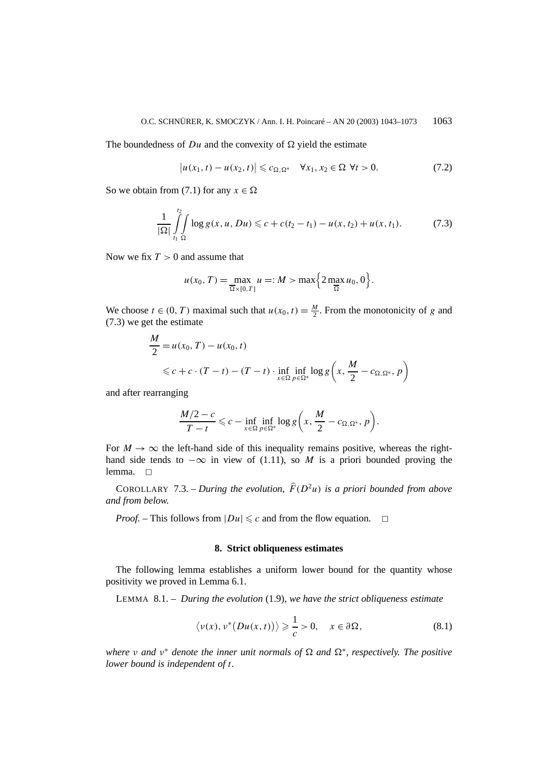The boundedness of $Du$ and the convexity of $\Omega$ yield the estimate

$$\left|u(x_1,t)-u(x_2,t)\right| \leqslant c_{\Omega,\Omega^*} \quad \forall x_1,x_2\in\Omega \ \forall t>0. \tag{7.2}$$

So we obtain from (7.1) for any $x\in\Omega$

$$\frac{1}{|\Omega|}\int\limits_{t_1}^{t_2}\int\limits_{\Omega}\log g(x,u,Du) \leqslant c + c(t_2-t_1) - u(x,t_2) + u(x,t_1). \tag{7.3}$$

Now we fix $T>0$ and assume that

$$u(x_0,T) = \max_{\overline{\Omega}\times[0,T]} u =: M > \max\left\{2\max_{\overline{\Omega}} u_0, 0\right\}.$$

We choose $t\in(0,T)$ maximal such that $u(x_0,t)=\frac{M}{2}$. From the monotonicity of $g$ and (7.3) we get the estimate

$$\begin{aligned}
\frac{M}{2} &= u(x_0,T)-u(x_0,t)\\
&\leqslant c + c\cdot(T-t) - (T-t)\cdot \inf_{x\in\Omega}\inf_{p\in\Omega^*}\log g\left(x,\frac{M}{2}-c_{\Omega,\Omega^*},p\right)
\end{aligned}$$

and after rearranging

$$\frac{M/2-c}{T-t} \leqslant c - \inf_{x\in\Omega}\inf_{p\in\Omega^*}\log g\left(x,\frac{M}{2}-c_{\Omega,\Omega^*},p\right).$$

For $M\to\infty$ the left-hand side of this inequality remains positive, whereas the right-hand side tends to $-\infty$ in view of (1.11), so $M$ is a priori bounded proving the lemma. □

COROLLARY 7.3. – *During the evolution, $\widehat{F}(D^2u)$ is a priori bounded from above and from below.*

*Proof.* – This follows from $|Du|\leqslant c$ and from the flow equation. □

## 8. Strict obliqueness estimates

The following lemma establishes a uniform lower bound for the quantity whose positivity we proved in Lemma 6.1.

LEMMA 8.1. – *During the evolution* (1.9), *we have the strict obliqueness estimate*

$$\left\langle \nu(x),\nu^*\big(Du(x,t)\big)\right\rangle \geqslant \frac{1}{c} > 0, \quad x\in\partial\Omega, \tag{8.1}$$

*where $\nu$ and $\nu^*$ denote the inner unit normals of $\Omega$ and $\Omega^*$, respectively. The positive lower bound is independent of $t$.*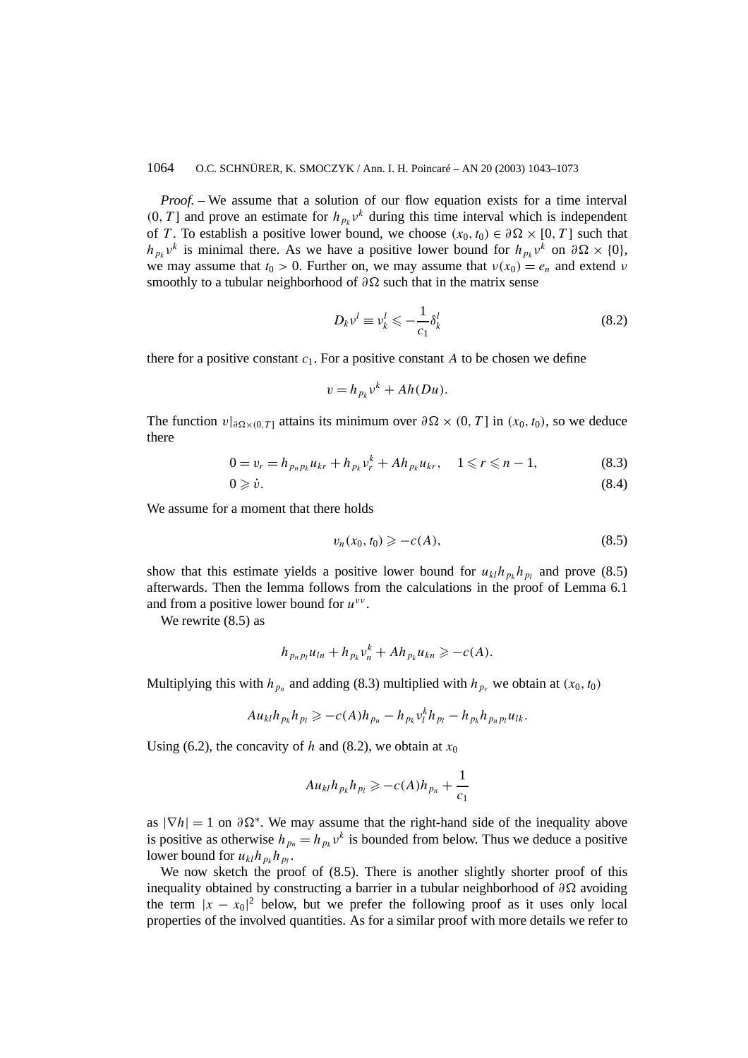*Proof.* – We assume that a solution of our flow equation exists for a time interval $(0, T]$ and prove an estimate for $h_{p_k}\nu^k$ during this time interval which is independent of $T$. To establish a positive lower bound, we choose $(x_0, t_0) \in \partial\Omega \times [0, T]$ such that $h_{p_k}\nu^k$ is minimal there. As we have a positive lower bound for $h_{p_k}\nu^k$ on $\partial\Omega \times \{0\}$, we may assume that $t_0 > 0$. Further on, we may assume that $\nu(x_0) = e_n$ and extend $\nu$ smoothly to a tubular neighborhood of $\partial\Omega$ such that in the matrix sense

$$D_k \nu^l \equiv \nu^l_k \leqslant -\frac{1}{c_1}\delta^l_k \tag{8.2}$$

there for a positive constant $c_1$. For a positive constant $A$ to be chosen we define

$$v = h_{p_k}\nu^k + Ah(Du).$$

The function $v|_{\partial\Omega\times(0,T]}$ attains its minimum over $\partial\Omega \times (0, T]$ in $(x_0, t_0)$, so we deduce there

$$0 = v_r = h_{p_n p_k} u_{kr} + h_{p_k}\nu^k_r + Ah_{p_k} u_{kr}, \quad 1 \leqslant r \leqslant n-1, \tag{8.3}$$

$$0 \geqslant \dot{v}. \tag{8.4}$$

We assume for a moment that there holds

$$v_n(x_0, t_0) \geqslant -c(A), \tag{8.5}$$

show that this estimate yields a positive lower bound for $u_{kl}h_{p_k}h_{p_l}$ and prove (8.5) afterwards. Then the lemma follows from the calculations in the proof of Lemma 6.1 and from a positive lower bound for $u^{\nu\nu}$.

We rewrite (8.5) as

$$h_{p_n p_l} u_{ln} + h_{p_k}\nu^k_n + Ah_{p_k} u_{kn} \geqslant -c(A).$$

Multiplying this with $h_{p_n}$ and adding (8.3) multiplied with $h_{p_r}$ we obtain at $(x_0, t_0)$

$$Au_{kl}h_{p_k}h_{p_l} \geqslant -c(A)h_{p_n} - h_{p_k}\nu^k_l h_{p_l} - h_{p_k}h_{p_n p_l}u_{lk}.$$

Using (6.2), the concavity of $h$ and (8.2), we obtain at $x_0$

$$Au_{kl}h_{p_k}h_{p_l} \geqslant -c(A)h_{p_n} + \frac{1}{c_1}$$

as $|\nabla h| = 1$ on $\partial\Omega^*$. We may assume that the right-hand side of the inequality above is positive as otherwise $h_{p_n} = h_{p_k}\nu^k$ is bounded from below. Thus we deduce a positive lower bound for $u_{kl}h_{p_k}h_{p_l}$.

We now sketch the proof of (8.5). There is another slightly shorter proof of this inequality obtained by constructing a barrier in a tubular neighborhood of $\partial\Omega$ avoiding the term $|x - x_0|^2$ below, but we prefer the following proof as it uses only local properties of the involved quantities. As for a similar proof with more details we refer to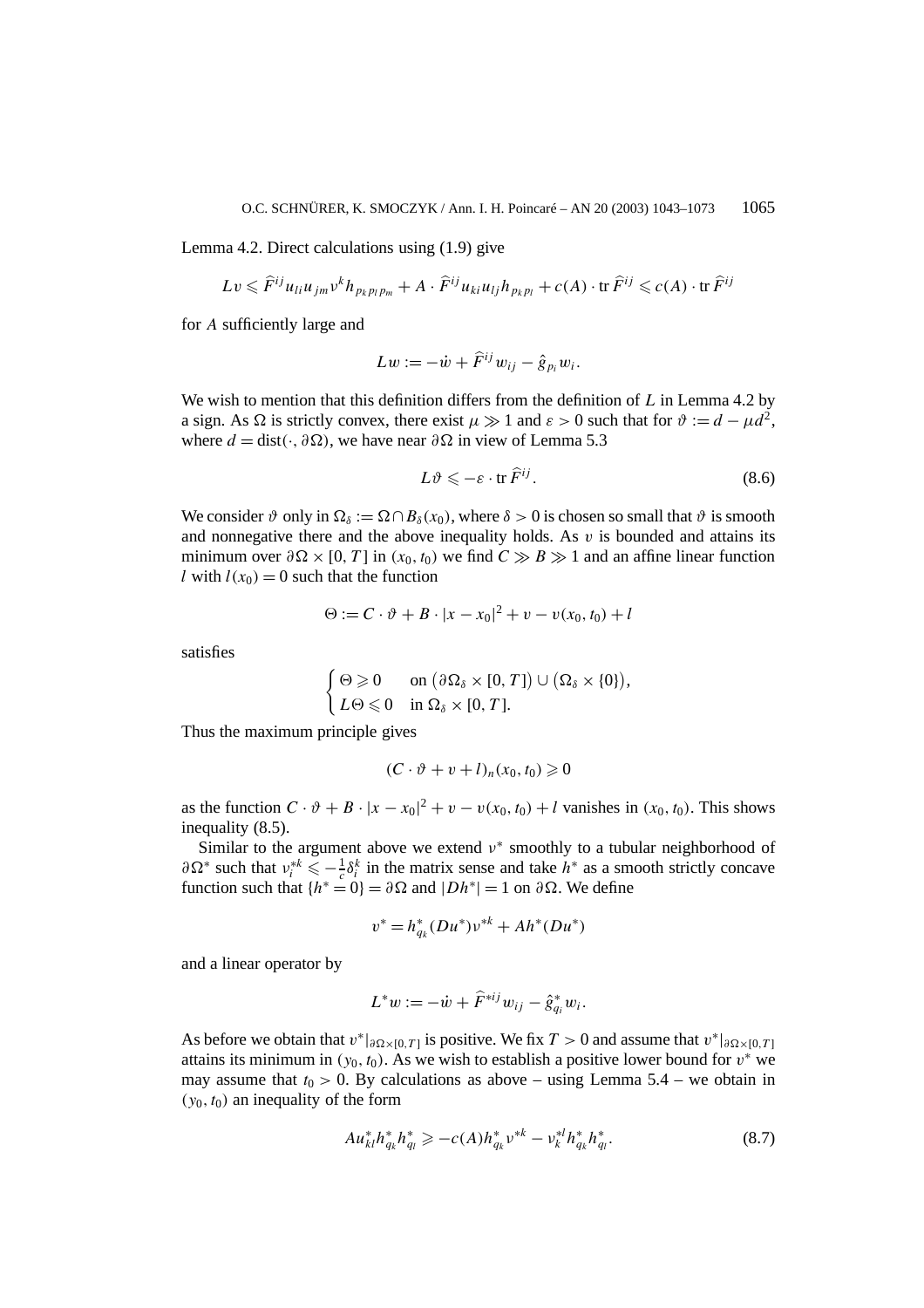Lemma 4.2. Direct calculations using (1.9) give

$$Lv \leqslant \widehat{F}^{ij} u_{li} u_{jm} v^k h_{p_k p_l p_m} + A \cdot \widehat{F}^{ij} u_{ki} u_{lj} h_{p_k p_l} + c(A) \cdot \operatorname{tr} \widehat{F}^{ij} \leqslant c(A) \cdot \operatorname{tr} \widehat{F}^{ij}$$

for $A$ sufficiently large and

$$Lw := -\dot{w} + \widehat{F}^{ij} w_{ij} - \hat{g}_{p_i} w_i.$$

We wish to mention that this definition differs from the definition of $L$ in Lemma 4.2 by a sign. As $\Omega$ is strictly convex, there exist $\mu \gg 1$ and $\varepsilon > 0$ such that for $\vartheta := d - \mu d^2$, where $d = \operatorname{dist}(\cdot, \partial\Omega)$, we have near $\partial\Omega$ in view of Lemma 5.3

$$L\vartheta \leqslant -\varepsilon \cdot \operatorname{tr} \widehat{F}^{ij}. \tag{8.6}$$

We consider $\vartheta$ only in $\Omega_\delta := \Omega \cap B_\delta(x_0)$, where $\delta > 0$ is chosen so small that $\vartheta$ is smooth and nonnegative there and the above inequality holds. As $v$ is bounded and attains its minimum over $\partial\Omega \times [0, T]$ in $(x_0, t_0)$ we find $C \gg B \gg 1$ and an affine linear function $l$ with $l(x_0) = 0$ such that the function

$$\Theta := C \cdot \vartheta + B \cdot |x - x_0|^2 + v - v(x_0, t_0) + l$$

satisfies

$$\begin{cases} \Theta \geqslant 0 & \text{on } \big(\partial\Omega_\delta \times [0, T]\big) \cup \big(\Omega_\delta \times \{0\}\big), \\ L\Theta \leqslant 0 & \text{in } \Omega_\delta \times [0, T]. \end{cases}$$

Thus the maximum principle gives

$$(C \cdot \vartheta + v + l)_n (x_0, t_0) \geqslant 0$$

as the function $C \cdot \vartheta + B \cdot |x - x_0|^2 + v - v(x_0, t_0) + l$ vanishes in $(x_0, t_0)$. This shows inequality (8.5).

Similar to the argument above we extend $v^*$ smoothly to a tubular neighborhood of $\partial\Omega^*$ such that $v^{*k}_i \leqslant -\frac{1}{c}\delta^k_i$ in the matrix sense and take $h^*$ as a smooth strictly concave function such that $\{h^* = 0\} = \partial\Omega$ and $|Dh^*| = 1$ on $\partial\Omega$. We define

$$v^* = h^*_{q_k}(Du^*) v^{*k} + A h^*(Du^*)$$

and a linear operator by

$$L^* w := -\dot{w} + \widehat{F}^{*ij} w_{ij} - \hat{g}^*_{q_i} w_i.$$

As before we obtain that $v^*|_{\partial\Omega \times [0,T]}$ is positive. We fix $T > 0$ and assume that $v^*|_{\partial\Omega \times [0,T]}$ attains its minimum in $(y_0, t_0)$. As we wish to establish a positive lower bound for $v^*$ we may assume that $t_0 > 0$. By calculations as above – using Lemma 5.4 – we obtain in $(y_0, t_0)$ an inequality of the form

$$A u^*_{kl} h^*_{q_k} h^*_{q_l} \geqslant -c(A) h^*_{q_k} v^{*k} - v^{*l}_k h^*_{q_k} h^*_{q_l}. \tag{8.7}$$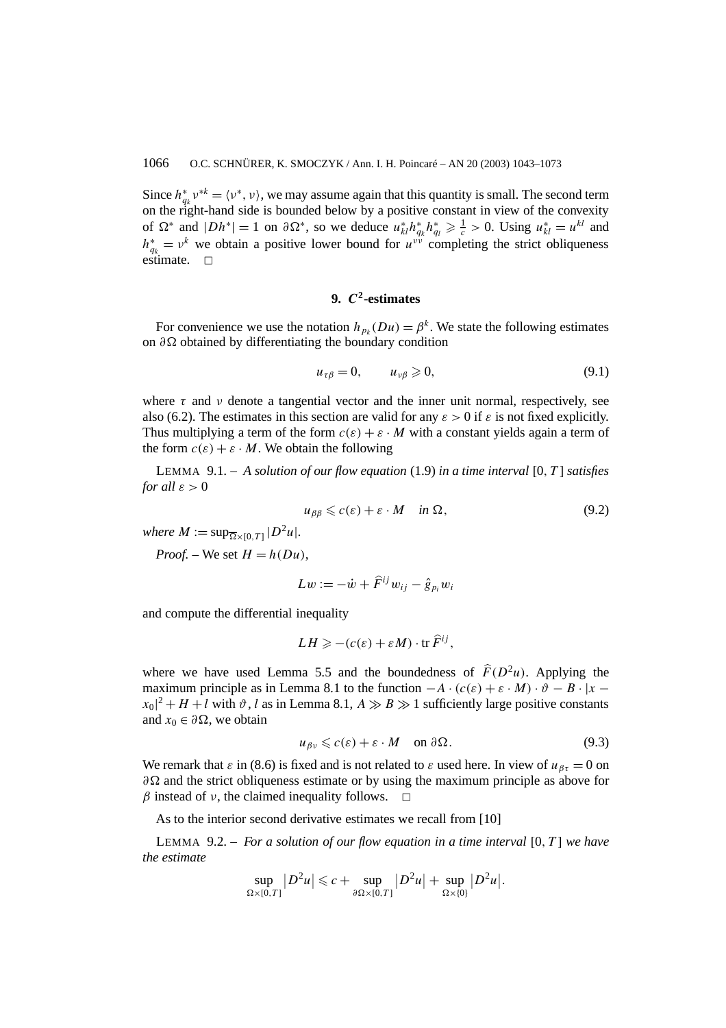Since $h^*_{q_k} \nu^{*k} = \langle \nu^*, \nu \rangle$, we may assume again that this quantity is small. The second term on the right-hand side is bounded below by a positive constant in view of the convexity of $\Omega^*$ and $|Dh^*| = 1$ on $\partial\Omega^*$, so we deduce $u^*_{kl} h^*_{q_k} h^*_{q_l} \geqslant \frac{1}{c} > 0$. Using $u^*_{kl} = u^{kl}$ and $h^*_{q_k} = \nu^k$ we obtain a positive lower bound for $u^{\nu\nu}$ completing the strict obliqueness estimate. □

## 9. $C^2$-estimates

For convenience we use the notation $h_{p_k}(Du) = \beta^k$. We state the following estimates on $\partial\Omega$ obtained by differentiating the boundary condition

$$u_{\tau\beta} = 0, \qquad u_{\nu\beta} \geqslant 0, \tag{9.1}$$

where $\tau$ and $\nu$ denote a tangential vector and the inner unit normal, respectively, see also (6.2). The estimates in this section are valid for any $\varepsilon > 0$ if $\varepsilon$ is not fixed explicitly. Thus multiplying a term of the form $c(\varepsilon) + \varepsilon \cdot M$ with a constant yields again a term of the form $c(\varepsilon) + \varepsilon \cdot M$. We obtain the following

LEMMA 9.1. – *A solution of our flow equation* (1.9) *in a time interval* $[0, T]$ *satisfies for all* $\varepsilon > 0$

$$u_{\beta\beta} \leqslant c(\varepsilon) + \varepsilon \cdot M \quad \text{in } \Omega, \tag{9.2}$$

*where* $M := \sup_{\overline{\Omega}\times[0,T]} |D^2 u|$.

*Proof.* – We set $H = h(Du)$,

$$Lw := -\dot{w} + \widehat{F}^{ij} w_{ij} - \hat{g}_{p_i} w_i$$

and compute the differential inequality

$$LH \geqslant -(c(\varepsilon) + \varepsilon M) \cdot \operatorname{tr} \widehat{F}^{ij},$$

where we have used Lemma 5.5 and the boundedness of $\widehat{F}(D^2 u)$. Applying the maximum principle as in Lemma 8.1 to the function $-A \cdot (c(\varepsilon) + \varepsilon \cdot M) \cdot \vartheta - B \cdot |x - x_0|^2 + H + l$ with $\vartheta$, $l$ as in Lemma 8.1, $A \gg B \gg 1$ sufficiently large positive constants and $x_0 \in \partial\Omega$, we obtain

$$u_{\beta\nu} \leqslant c(\varepsilon) + \varepsilon \cdot M \quad \text{on } \partial\Omega. \tag{9.3}$$

We remark that $\varepsilon$ in (8.6) is fixed and is not related to $\varepsilon$ used here. In view of $u_{\beta\tau} = 0$ on $\partial\Omega$ and the strict obliqueness estimate or by using the maximum principle as above for $\beta$ instead of $\nu$, the claimed inequality follows. □

As to the interior second derivative estimates we recall from [10]

LEMMA 9.2. – *For a solution of our flow equation in a time interval* $[0, T]$ *we have the estimate*

$$\sup_{\Omega\times[0,T]} |D^2 u| \leqslant c + \sup_{\partial\Omega\times[0,T]} |D^2 u| + \sup_{\Omega\times\{0\}} |D^2 u|.$$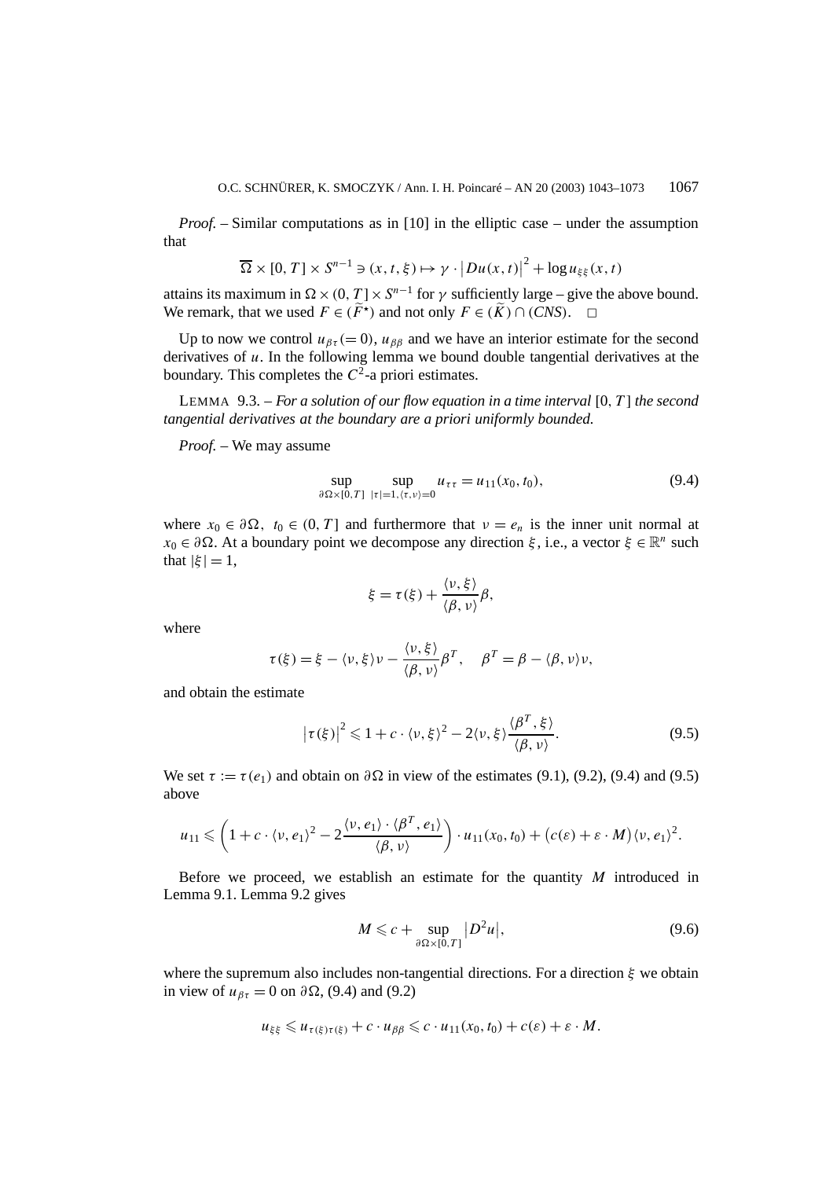*Proof.* – Similar computations as in [10] in the elliptic case – under the assumption that

$$\overline{\Omega} \times [0, T] \times S^{n-1} \ni (x, t, \xi) \mapsto \gamma \cdot \left|Du(x,t)\right|^2 + \log u_{\xi\xi}(x,t)$$

attains its maximum in $\Omega \times (0, T] \times S^{n-1}$ for $\gamma$ sufficiently large – give the above bound. We remark, that we used $F \in (\widetilde{F}^{\star})$ and not only $F \in (\widetilde{K}) \cap (CNS)$. □

Up to now we control $u_{\beta\tau} (= 0)$, $u_{\beta\beta}$ and we have an interior estimate for the second derivatives of $u$. In the following lemma we bound double tangential derivatives at the boundary. This completes the $C^2$-a priori estimates.

LEMMA 9.3. – *For a solution of our flow equation in a time interval* $[0, T]$ *the second tangential derivatives at the boundary are a priori uniformly bounded.*

*Proof.* – We may assume

$$\sup_{\partial\Omega \times [0,T]} \sup_{|\tau|=1, \langle \tau, \nu \rangle = 0} u_{\tau\tau} = u_{11}(x_0, t_0), \tag{9.4}$$

where $x_0 \in \partial\Omega$, $t_0 \in (0, T]$ and furthermore that $\nu = e_n$ is the inner unit normal at $x_0 \in \partial\Omega$. At a boundary point we decompose any direction $\xi$, i.e., a vector $\xi \in \mathbb{R}^n$ such that $|\xi| = 1$,

$$\xi = \tau(\xi) + \frac{\langle \nu, \xi \rangle}{\langle \beta, \nu \rangle} \beta,$$

where

$$\tau(\xi) = \xi - \langle \nu, \xi \rangle \nu - \frac{\langle \nu, \xi \rangle}{\langle \beta, \nu \rangle} \beta^T, \quad \beta^T = \beta - \langle \beta, \nu \rangle \nu,$$

and obtain the estimate

$$\left|\tau(\xi)\right|^2 \leqslant 1 + c \cdot \langle \nu, \xi \rangle^2 - 2\langle \nu, \xi \rangle \frac{\langle \beta^T, \xi \rangle}{\langle \beta, \nu \rangle}. \tag{9.5}$$

We set $\tau := \tau(e_1)$ and obtain on $\partial\Omega$ in view of the estimates (9.1), (9.2), (9.4) and (9.5) above

$$u_{11} \leqslant \left(1 + c \cdot \langle \nu, e_1 \rangle^2 - 2\frac{\langle \nu, e_1 \rangle \cdot \langle \beta^T, e_1 \rangle}{\langle \beta, \nu \rangle}\right) \cdot u_{11}(x_0, t_0) + \big(c(\varepsilon) + \varepsilon \cdot M\big)\langle \nu, e_1 \rangle^2.$$

Before we proceed, we establish an estimate for the quantity $M$ introduced in Lemma 9.1. Lemma 9.2 gives

$$M \leqslant c + \sup_{\partial\Omega \times [0,T]} \left|D^2 u\right|, \tag{9.6}$$

where the supremum also includes non-tangential directions. For a direction $\xi$ we obtain in view of $u_{\beta\tau} = 0$ on $\partial\Omega$, (9.4) and (9.2)

$$u_{\xi\xi} \leqslant u_{\tau(\xi)\tau(\xi)} + c \cdot u_{\beta\beta} \leqslant c \cdot u_{11}(x_0, t_0) + c(\varepsilon) + \varepsilon \cdot M.$$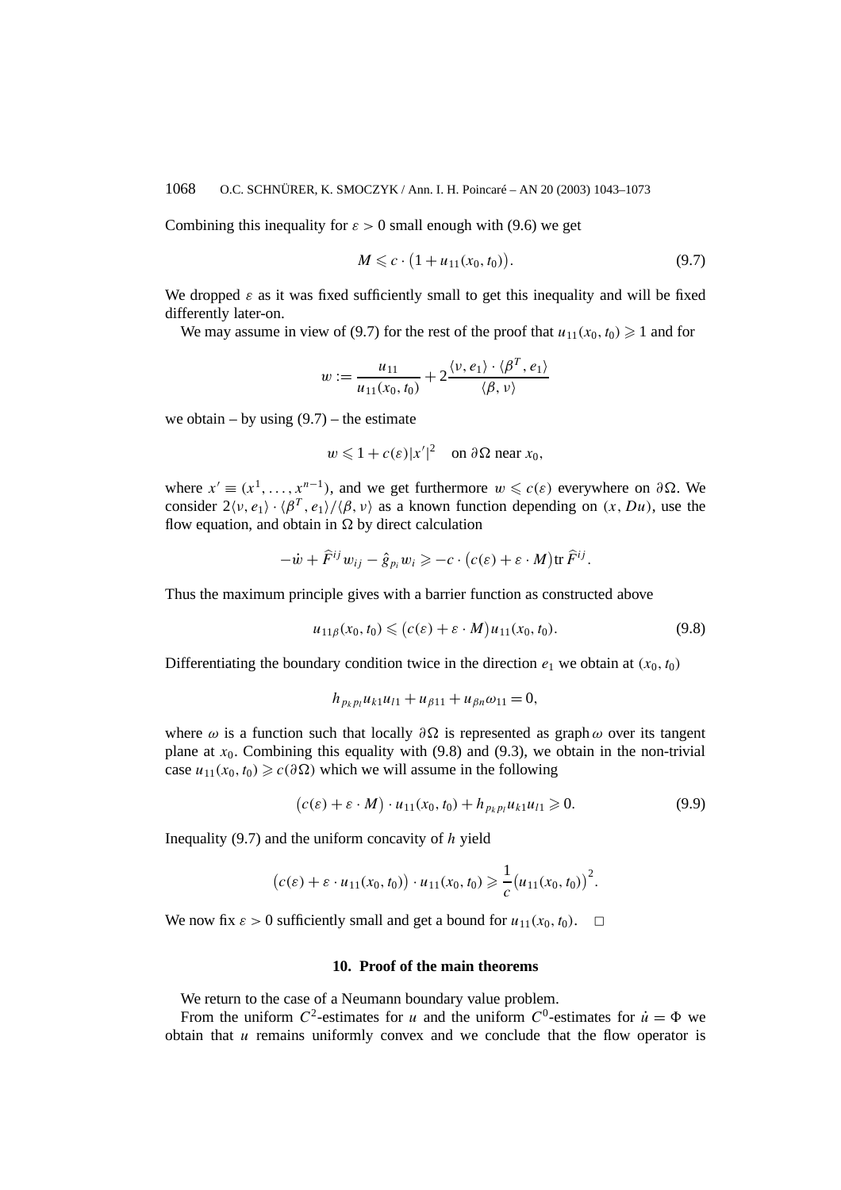Combining this inequality for $\varepsilon > 0$ small enough with (9.6) we get

$$M \leqslant c \cdot \left(1 + u_{11}(x_0, t_0)\right). \tag{9.7}$$

We dropped $\varepsilon$ as it was fixed sufficiently small to get this inequality and will be fixed differently later-on.

We may assume in view of (9.7) for the rest of the proof that $u_{11}(x_0, t_0) \geqslant 1$ and for

$$w := \frac{u_{11}}{u_{11}(x_0, t_0)} + 2\frac{\langle \nu, e_1 \rangle \cdot \langle \beta^T, e_1 \rangle}{\langle \beta, \nu \rangle}$$

we obtain – by using (9.7) – the estimate

$$w \leqslant 1 + c(\varepsilon)|x'|^2 \quad \text{on } \partial\Omega \text{ near } x_0,$$

where $x' \equiv (x^1, \ldots, x^{n-1})$, and we get furthermore $w \leqslant c(\varepsilon)$ everywhere on $\partial\Omega$. We consider $2\langle \nu, e_1 \rangle \cdot \langle \beta^T, e_1 \rangle / \langle \beta, \nu \rangle$ as a known function depending on $(x, Du)$, use the flow equation, and obtain in $\Omega$ by direct calculation

$$-\dot{w} + \widehat{F}^{ij} w_{ij} - \hat{g}_{p_i} w_i \geqslant -c \cdot \left(c(\varepsilon) + \varepsilon \cdot M\right) \operatorname{tr} \widehat{F}^{ij}.$$

Thus the maximum principle gives with a barrier function as constructed above

$$u_{11\beta}(x_0, t_0) \leqslant \left(c(\varepsilon) + \varepsilon \cdot M\right) u_{11}(x_0, t_0). \tag{9.8}$$

Differentiating the boundary condition twice in the direction $e_1$ we obtain at $(x_0, t_0)$

$$h_{p_k p_l} u_{k1} u_{l1} + u_{\beta 11} + u_{\beta n} \omega_{11} = 0,$$

where $\omega$ is a function such that locally $\partial\Omega$ is represented as $\operatorname{graph} \omega$ over its tangent plane at $x_0$. Combining this equality with (9.8) and (9.3), we obtain in the non-trivial case $u_{11}(x_0, t_0) \geqslant c(\partial\Omega)$ which we will assume in the following

$$\left(c(\varepsilon) + \varepsilon \cdot M\right) \cdot u_{11}(x_0, t_0) + h_{p_k p_l} u_{k1} u_{l1} \geqslant 0. \tag{9.9}$$

Inequality (9.7) and the uniform concavity of $h$ yield

$$\left(c(\varepsilon) + \varepsilon \cdot u_{11}(x_0, t_0)\right) \cdot u_{11}(x_0, t_0) \geqslant \frac{1}{c}\left(u_{11}(x_0, t_0)\right)^2.$$

We now fix $\varepsilon > 0$ sufficiently small and get a bound for $u_{11}(x_0, t_0)$. $\square$

## 10. Proof of the main theorems

We return to the case of a Neumann boundary value problem.

From the uniform $C^2$-estimates for $u$ and the uniform $C^0$-estimates for $\dot{u} = \Phi$ we obtain that $u$ remains uniformly convex and we conclude that the flow operator is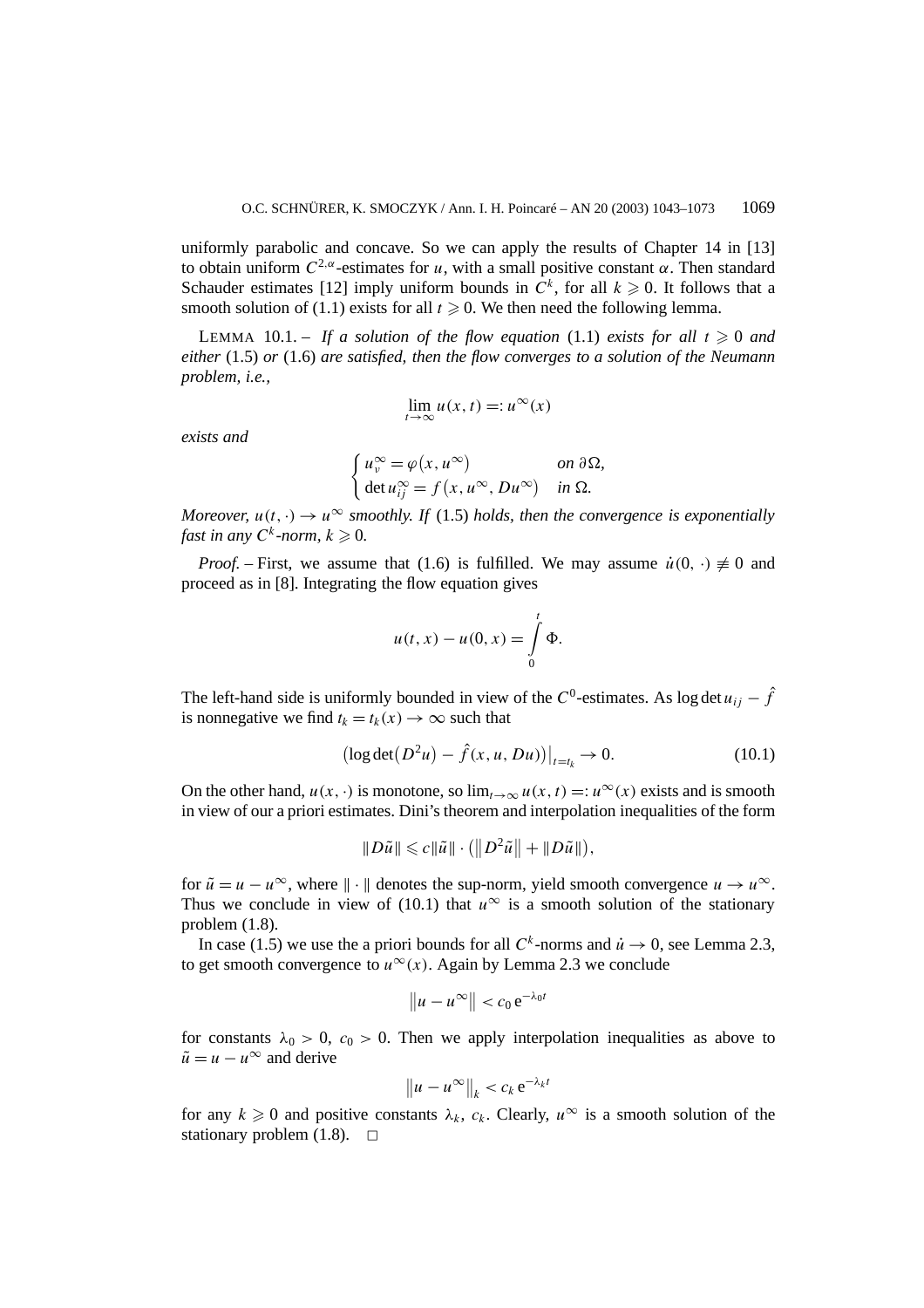uniformly parabolic and concave. So we can apply the results of Chapter 14 in [13] to obtain uniform $C^{2,\alpha}$-estimates for $u$, with a small positive constant $\alpha$. Then standard Schauder estimates [12] imply uniform bounds in $C^k$, for all $k \geqslant 0$. It follows that a smooth solution of (1.1) exists for all $t \geqslant 0$. We then need the following lemma.

LEMMA 10.1. – *If a solution of the flow equation* (1.1) *exists for all* $t \geqslant 0$ *and either* (1.5) *or* (1.6) *are satisfied, then the flow converges to a solution of the Neumann problem, i.e.,*

$$\lim_{t\to\infty} u(x,t) =: u^\infty(x)$$

*exists and*

$$\begin{cases} u^\infty_\nu = \varphi(x, u^\infty) & \text{on } \partial\Omega, \\ \det u^\infty_{ij} = f(x, u^\infty, Du^\infty) & \text{in } \Omega. \end{cases}$$

*Moreover,* $u(t,\cdot) \to u^\infty$ *smoothly. If* (1.5) *holds, then the convergence is exponentially fast in any* $C^k$*-norm,* $k \geqslant 0$*.*

*Proof.* – First, we assume that (1.6) is fulfilled. We may assume $\dot u(0,\cdot) \not\equiv 0$ and proceed as in [8]. Integrating the flow equation gives

$$u(t,x) - u(0,x) = \int_0^t \Phi.$$

The left-hand side is uniformly bounded in view of the $C^0$-estimates. As $\log\det u_{ij} - \hat f$ is nonnegative we find $t_k = t_k(x) \to \infty$ such that

$$\bigl(\log\det\bigl(D^2u\bigr) - \hat f(x,u,Du)\bigr)\big|_{t=t_k} \to 0. \tag{10.1}$$

On the other hand, $u(x,\cdot)$ is monotone, so $\lim_{t\to\infty} u(x,t) =: u^\infty(x)$ exists and is smooth in view of our a priori estimates. Dini's theorem and interpolation inequalities of the form

$$\|D\tilde u\| \leqslant c\|\tilde u\| \cdot \bigl(\bigl\|D^2\tilde u\bigr\| + \|D\tilde u\|\bigr),$$

for $\tilde u = u - u^\infty$, where $\|\cdot\|$ denotes the sup-norm, yield smooth convergence $u \to u^\infty$. Thus we conclude in view of (10.1) that $u^\infty$ is a smooth solution of the stationary problem (1.8).

In case (1.5) we use the a priori bounds for all $C^k$-norms and $\dot u \to 0$, see Lemma 2.3, to get smooth convergence to $u^\infty(x)$. Again by Lemma 2.3 we conclude

$$\bigl\|u - u^\infty\bigr\| < c_0\,\mathrm{e}^{-\lambda_0 t}$$

for constants $\lambda_0 > 0$, $c_0 > 0$. Then we apply interpolation inequalities as above to $\tilde u = u - u^\infty$ and derive

$$\bigl\|u - u^\infty\bigr\|_k < c_k\,\mathrm{e}^{-\lambda_k t}$$

for any $k \geqslant 0$ and positive constants $\lambda_k$, $c_k$. Clearly, $u^\infty$ is a smooth solution of the stationary problem (1.8). □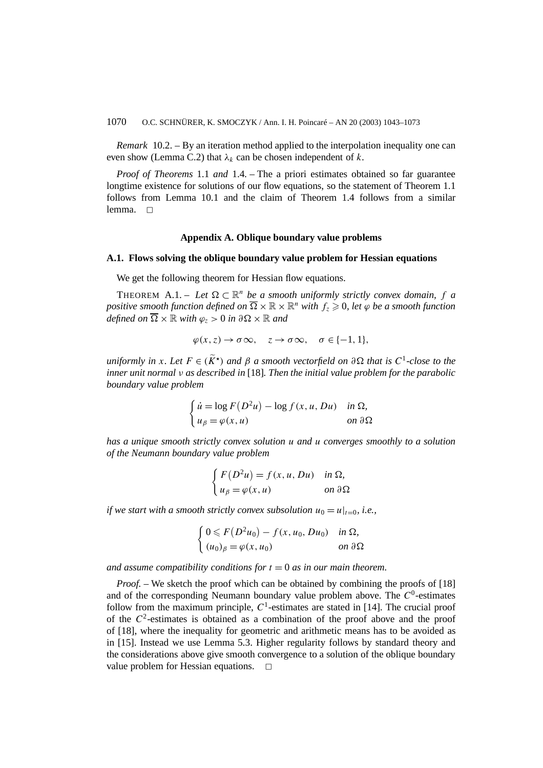*Remark* 10.2. – By an iteration method applied to the interpolation inequality one can even show (Lemma C.2) that $\lambda_k$ can be chosen independent of $k$.

*Proof of Theorems* 1.1 *and* 1.4. – The a priori estimates obtained so far guarantee longtime existence for solutions of our flow equations, so the statement of Theorem 1.1 follows from Lemma 10.1 and the claim of Theorem 1.4 follows from a similar lemma. □

## Appendix A. Oblique boundary value problems

### A.1. Flows solving the oblique boundary value problem for Hessian equations

We get the following theorem for Hessian flow equations.

THEOREM A.1. – *Let $\Omega \subset \mathbb{R}^n$ be a smooth uniformly strictly convex domain, $f$ a positive smooth function defined on $\overline{\Omega} \times \mathbb{R} \times \mathbb{R}^n$ with $f_z \geqslant 0$, let $\varphi$ be a smooth function defined on $\overline{\Omega} \times \mathbb{R}$ with $\varphi_z > 0$ in $\partial\Omega \times \mathbb{R}$ and*

$$\varphi(x, z) \to \sigma\infty, \quad z \to \sigma\infty, \quad \sigma \in \{-1, 1\},$$

*uniformly in $x$. Let $F \in (\widetilde{K}^\star)$ and $\beta$ a smooth vectorfield on $\partial\Omega$ that is $C^1$-close to the inner unit normal $\nu$ as described in* [18]*. Then the initial value problem for the parabolic boundary value problem*

$$\begin{cases} \dot{u} = \log F\big(D^2u\big) - \log f(x, u, Du) & \text{in } \Omega, \\ u_\beta = \varphi(x, u) & \text{on } \partial\Omega \end{cases}$$

*has a unique smooth strictly convex solution $u$ and $u$ converges smoothly to a solution of the Neumann boundary value problem*

$$\begin{cases} F\big(D^2u\big) = f(x, u, Du) & \text{in } \Omega, \\ u_\beta = \varphi(x, u) & \text{on } \partial\Omega \end{cases}$$

*if we start with a smooth strictly convex subsolution $u_0 = u|_{t=0}$, i.e.,*

$$\begin{cases} 0 \leqslant F\big(D^2u_0\big) - f(x, u_0, Du_0) & \text{in } \Omega, \\ (u_0)_\beta = \varphi(x, u_0) & \text{on } \partial\Omega \end{cases}$$

*and assume compatibility conditions for $t = 0$ as in our main theorem.*

*Proof.* – We sketch the proof which can be obtained by combining the proofs of [18] and of the corresponding Neumann boundary value problem above. The $C^0$-estimates follow from the maximum principle, $C^1$-estimates are stated in [14]. The crucial proof of the $C^2$-estimates is obtained as a combination of the proof above and the proof of [18], where the inequality for geometric and arithmetic means has to be avoided as in [15]. Instead we use Lemma 5.3. Higher regularity follows by standard theory and the considerations above give smooth convergence to a solution of the oblique boundary value problem for Hessian equations. □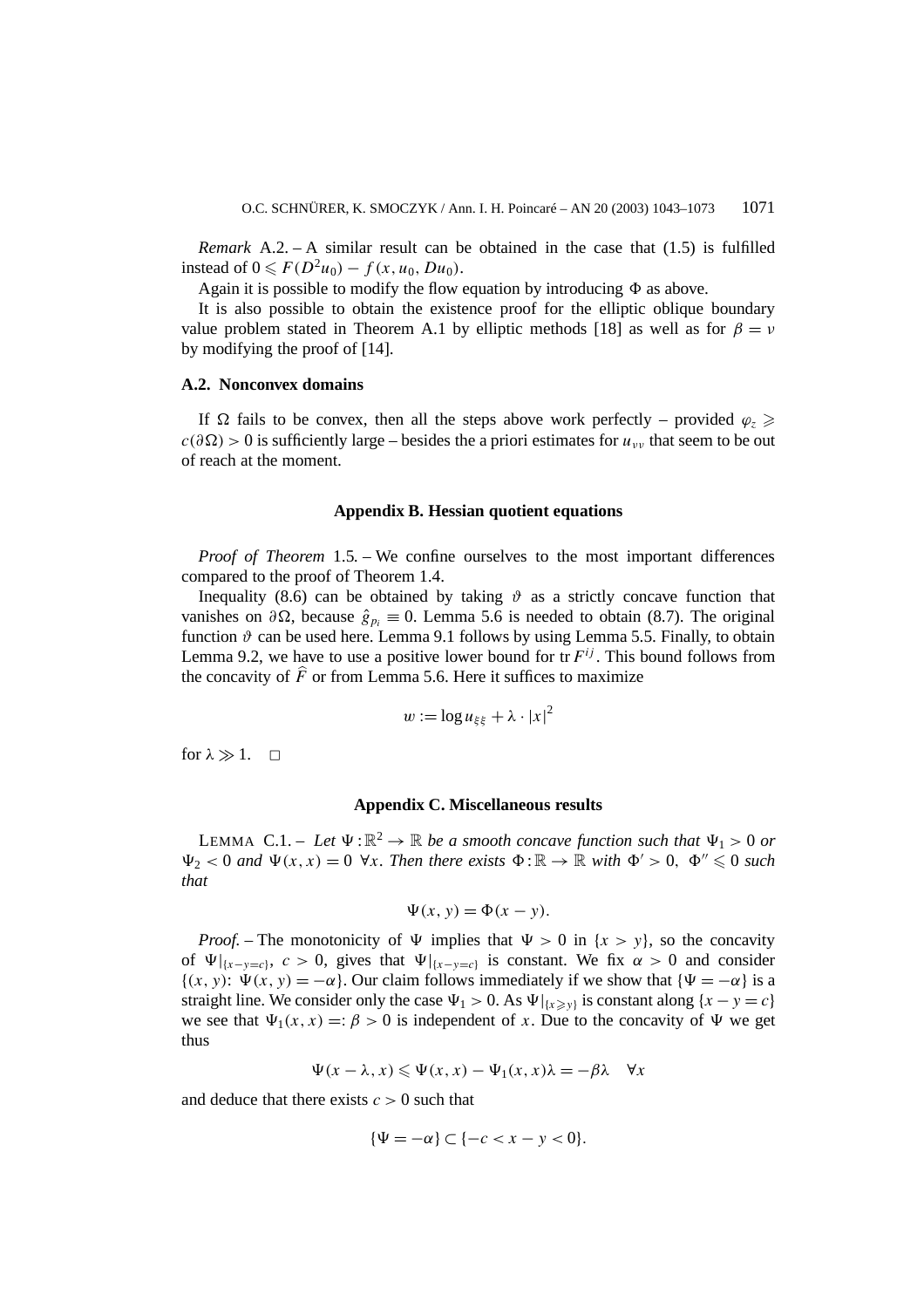*Remark* A.2. – A similar result can be obtained in the case that (1.5) is fulfilled instead of $0 \leqslant F(D^2u_0) - f(x, u_0, Du_0)$.

Again it is possible to modify the flow equation by introducing $\Phi$ as above.

It is also possible to obtain the existence proof for the elliptic oblique boundary value problem stated in Theorem A.1 by elliptic methods [18] as well as for $\beta = \nu$ by modifying the proof of [14].

### A.2. Nonconvex domains

If $\Omega$ fails to be convex, then all the steps above work perfectly – provided $\varphi_z \geqslant c(\partial\Omega) > 0$ is sufficiently large – besides the a priori estimates for $u_{\nu\nu}$ that seem to be out of reach at the moment.

## Appendix B. Hessian quotient equations

*Proof of Theorem* 1.5. – We confine ourselves to the most important differences compared to the proof of Theorem 1.4.

Inequality (8.6) can be obtained by taking $\vartheta$ as a strictly concave function that vanishes on $\partial\Omega$, because $\hat{g}_{p_i} \equiv 0$. Lemma 5.6 is needed to obtain (8.7). The original function $\vartheta$ can be used here. Lemma 9.1 follows by using Lemma 5.5. Finally, to obtain Lemma 9.2, we have to use a positive lower bound for $\operatorname{tr} F^{ij}$. This bound follows from the concavity of $\widehat{F}$ or from Lemma 5.6. Here it suffices to maximize

$$w := \log u_{\xi\xi} + \lambda \cdot |x|^2$$

for $\lambda \gg 1$. $\square$

## Appendix C. Miscellaneous results

LEMMA C.1. – *Let $\Psi : \mathbb{R}^2 \to \mathbb{R}$ be a smooth concave function such that $\Psi_1 > 0$ or $\Psi_2 < 0$ and $\Psi(x, x) = 0$ $\forall x$. Then there exists $\Phi : \mathbb{R} \to \mathbb{R}$ with $\Phi' > 0$, $\Phi'' \leqslant 0$ such that*

$$\Psi(x, y) = \Phi(x - y).$$

*Proof.* – The monotonicity of $\Psi$ implies that $\Psi > 0$ in $\{x > y\}$, so the concavity of $\Psi|_{\{x-y=c\}}$, $c > 0$, gives that $\Psi|_{\{x-y=c\}}$ is constant. We fix $\alpha > 0$ and consider $\{(x, y): \Psi(x, y) = -\alpha\}$. Our claim follows immediately if we show that $\{\Psi = -\alpha\}$ is a straight line. We consider only the case $\Psi_1 > 0$. As $\Psi|_{\{x \geqslant y\}}$ is constant along $\{x - y = c\}$ we see that $\Psi_1(x, x) =: \beta > 0$ is independent of $x$. Due to the concavity of $\Psi$ we get thus

$$\Psi(x - \lambda, x) \leqslant \Psi(x, x) - \Psi_1(x, x)\lambda = -\beta\lambda \quad \forall x$$

and deduce that there exists $c > 0$ such that

$$\{\Psi = -\alpha\} \subset \{-c < x - y < 0\}.$$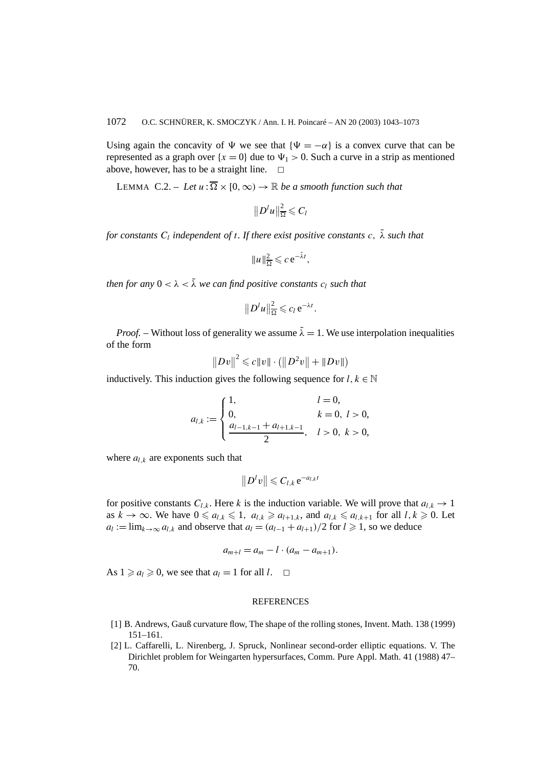Using again the concavity of $\Psi$ we see that $\{\Psi = -\alpha\}$ is a convex curve that can be represented as a graph over $\{x = 0\}$ due to $\Psi_1 > 0$. Such a curve in a strip as mentioned above, however, has to be a straight line. □

LEMMA C.2. – *Let $u : \overline{\Omega} \times [0, \infty) \to \mathbb{R}$ be a smooth function such that*

$$\left\|D^l u\right\|_{\Omega}^2 \leqslant C_l$$

*for constants $C_l$ independent of $t$. If there exist positive constants $c$, $\tilde{\lambda}$ such that*

$$\|u\|_{\Omega}^2 \leqslant c\,\mathrm{e}^{-\tilde{\lambda} t},$$

*then for any $0 < \lambda < \tilde{\lambda}$ we can find positive constants $c_l$ such that*

$$\left\|D^l u\right\|_{\Omega}^2 \leqslant c_l\,\mathrm{e}^{-\lambda t}.$$

*Proof.* – Without loss of generality we assume $\tilde{\lambda} = 1$. We use interpolation inequalities of the form

$$\left\|Dv\right\|^2 \leqslant c\|v\| \cdot \left(\left\|D^2 v\right\| + \|Dv\|\right)$$

inductively. This induction gives the following sequence for $l, k \in \mathbb{N}$

$$a_{l,k} := \begin{cases} 1, & l = 0, \\ 0, & k = 0,\ l > 0, \\ \dfrac{a_{l-1,k-1} + a_{l+1,k-1}}{2}, & l > 0,\ k > 0, \end{cases}$$

where $a_{l,k}$ are exponents such that

$$\left\|D^l v\right\| \leqslant C_{l,k}\,\mathrm{e}^{-a_{l,k} t}$$

for positive constants $C_{l,k}$. Here $k$ is the induction variable. We will prove that $a_{l,k} \to 1$ as $k \to \infty$. We have $0 \leqslant a_{l,k} \leqslant 1$, $a_{l,k} \geqslant a_{l+1,k}$, and $a_{l,k} \leqslant a_{l,k+1}$ for all $l, k \geqslant 0$. Let $a_l := \lim_{k \to \infty} a_{l,k}$ and observe that $a_l = (a_{l-1} + a_{l+1})/2$ for $l \geqslant 1$, so we deduce

$$a_{m+l} = a_m - l \cdot (a_m - a_{m+1}).$$

As $1 \geqslant a_l \geqslant 0$, we see that $a_l = 1$ for all $l$. □

## REFERENCES

[1] B. Andrews, Gauß curvature flow, The shape of the rolling stones, Invent. Math. 138 (1999) 151–161.

[2] L. Caffarelli, L. Nirenberg, J. Spruck, Nonlinear second-order elliptic equations. V. The Dirichlet problem for Weingarten hypersurfaces, Comm. Pure Appl. Math. 41 (1988) 47–70.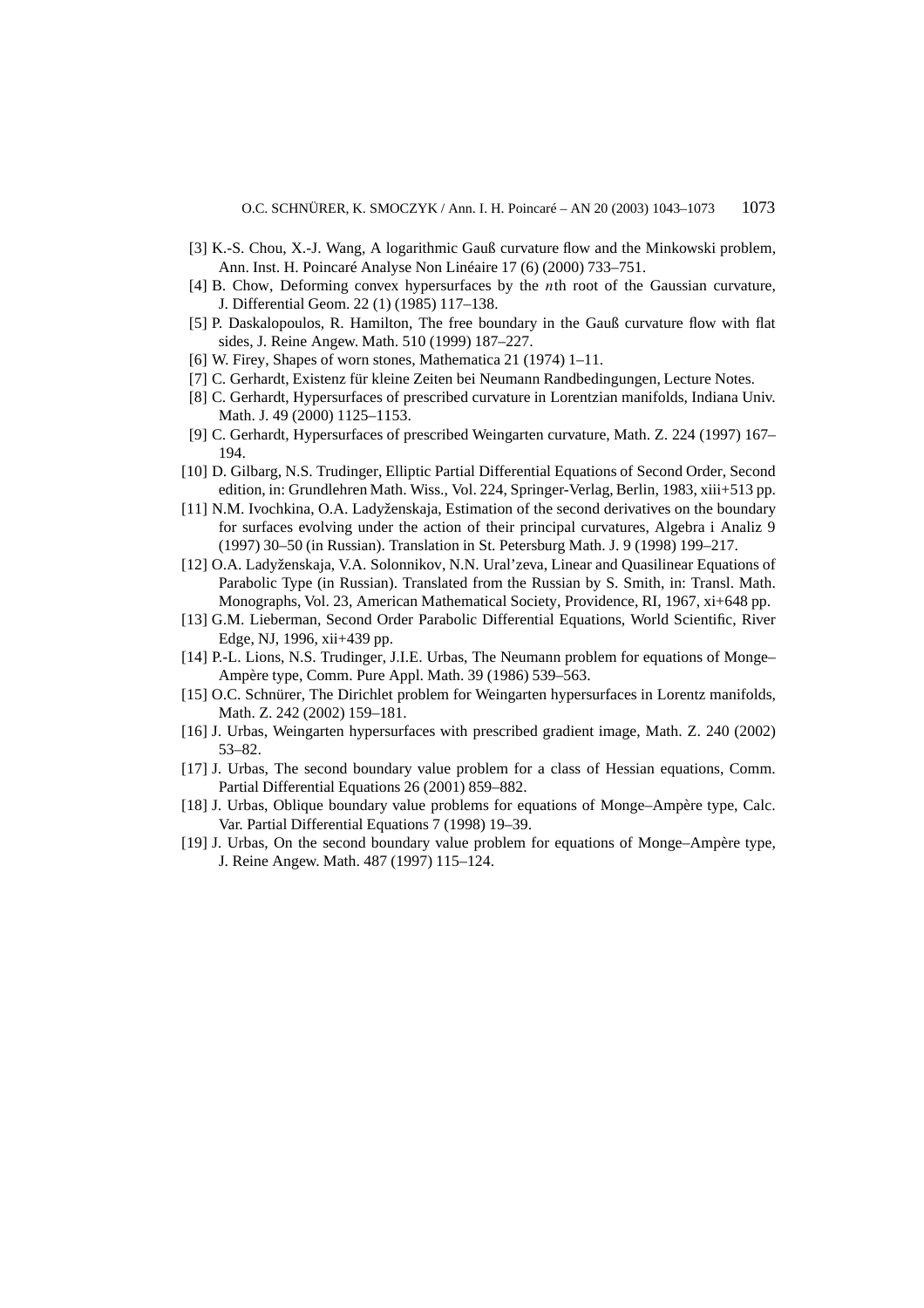[3] K.-S. Chou, X.-J. Wang, A logarithmic Gauß curvature flow and the Minkowski problem, Ann. Inst. H. Poincaré Analyse Non Linéaire 17 (6) (2000) 733–751.

[4] B. Chow, Deforming convex hypersurfaces by the $n$th root of the Gaussian curvature, J. Differential Geom. 22 (1) (1985) 117–138.

[5] P. Daskalopoulos, R. Hamilton, The free boundary in the Gauß curvature flow with flat sides, J. Reine Angew. Math. 510 (1999) 187–227.

[6] W. Firey, Shapes of worn stones, Mathematica 21 (1974) 1–11.

[7] C. Gerhardt, Existenz für kleine Zeiten bei Neumann Randbedingungen, Lecture Notes.

[8] C. Gerhardt, Hypersurfaces of prescribed curvature in Lorentzian manifolds, Indiana Univ. Math. J. 49 (2000) 1125–1153.

[9] C. Gerhardt, Hypersurfaces of prescribed Weingarten curvature, Math. Z. 224 (1997) 167–194.

[10] D. Gilbarg, N.S. Trudinger, Elliptic Partial Differential Equations of Second Order, Second edition, in: Grundlehren Math. Wiss., Vol. 224, Springer-Verlag, Berlin, 1983, xiii+513 pp.

[11] N.M. Ivochkina, O.A. Ladyženskaja, Estimation of the second derivatives on the boundary for surfaces evolving under the action of their principal curvatures, Algebra i Analiz 9 (1997) 30–50 (in Russian). Translation in St. Petersburg Math. J. 9 (1998) 199–217.

[12] O.A. Ladyženskaja, V.A. Solonnikov, N.N. Ural'zeva, Linear and Quasilinear Equations of Parabolic Type (in Russian). Translated from the Russian by S. Smith, in: Transl. Math. Monographs, Vol. 23, American Mathematical Society, Providence, RI, 1967, xi+648 pp.

[13] G.M. Lieberman, Second Order Parabolic Differential Equations, World Scientific, River Edge, NJ, 1996, xii+439 pp.

[14] P.-L. Lions, N.S. Trudinger, J.I.E. Urbas, The Neumann problem for equations of Monge–Ampère type, Comm. Pure Appl. Math. 39 (1986) 539–563.

[15] O.C. Schnürer, The Dirichlet problem for Weingarten hypersurfaces in Lorentz manifolds, Math. Z. 242 (2002) 159–181.

[16] J. Urbas, Weingarten hypersurfaces with prescribed gradient image, Math. Z. 240 (2002) 53–82.

[17] J. Urbas, The second boundary value problem for a class of Hessian equations, Comm. Partial Differential Equations 26 (2001) 859–882.

[18] J. Urbas, Oblique boundary value problems for equations of Monge–Ampère type, Calc. Var. Partial Differential Equations 7 (1998) 19–39.

[19] J. Urbas, On the second boundary value problem for equations of Monge–Ampère type, J. Reine Angew. Math. 487 (1997) 115–124.